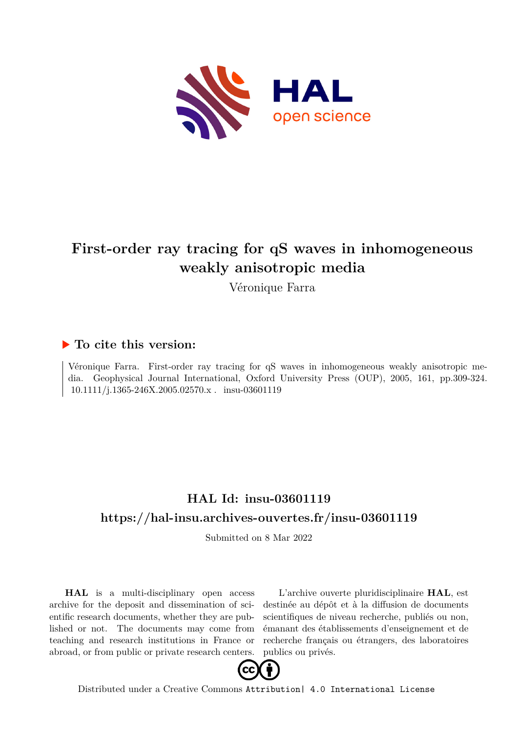# First-order ray tracing for qS waves in inhomogeneous weakly anisotropic media

Véronique Farra

## ▶ To cite this version:

Véronique Farra. First-order ray tracing for qS waves in inhomogeneous weakly anisotropic media. Geophysical Journal International, Oxford University Press (OUP), 2005, 161, pp.309-324. 10.1111/j.1365-246X.2005.02570.x . insu-03601119

## HAL Id: insu-03601119

## https://hal-insu.archives-ouvertes.fr/insu-03601119

Submitted on 8 Mar 2022

**HAL** is a multi-disciplinary open access archive for the deposit and dissemination of scientific research documents, whether they are published or not. The documents may come from teaching and research institutions in France or abroad, or from public or private research centers.

L'archive ouverte pluridisciplinaire **HAL**, est destinée au dépôt et à la diffusion de documents scientifiques de niveau recherche, publiés ou non, émanant des établissements d'enseignement et de recherche français ou étrangers, des laboratoires publics ou privés.

Distributed under a Creative Commons Attribution| 4.0 International License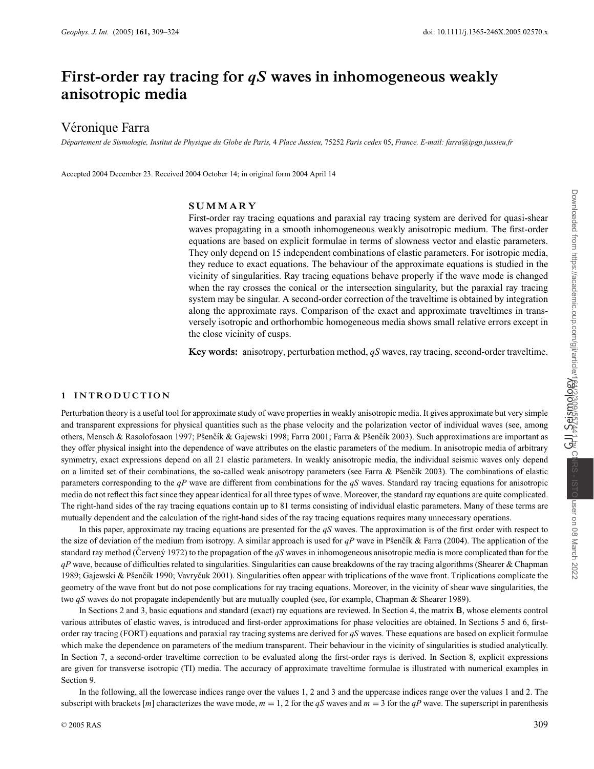# First-order ray tracing for *qS* waves in inhomogeneous weakly anisotropic media

## Véronique Farra

*Département de Sismologie, Institut de Physique du Globe de Paris,* 4 *Place Jussieu,* 75252 *Paris cedex* 05*, France. E-mail: farra@ipgp.jussieu.fr*

Accepted 2004 December 23. Received 2004 October 14; in original form 2004 April 14

## SUMMARY

First-order ray tracing equations and paraxial ray tracing system are derived for quasi-shear waves propagating in a smooth inhomogeneous weakly anisotropic medium. The first-order equations are based on explicit formulae in terms of slowness vector and elastic parameters. They only depend on 15 independent combinations of elastic parameters. For isotropic media, they reduce to exact equations. The behaviour of the approximate equations is studied in the vicinity of singularities. Ray tracing equations behave properly if the wave mode is changed when the ray crosses the conical or the intersection singularity, but the paraxial ray tracing system may be singular. A second-order correction of the traveltime is obtained by integration along the approximate rays. Comparison of the exact and approximate traveltimes in transversely isotropic and orthorhombic homogeneous media shows small relative errors except in the close vicinity of cusps.

**Key words:** anisotropy, perturbation method, *qS* waves, ray tracing, second-order traveltime.

## 1 INTRODUCTION

Perturbation theory is a useful tool for approximate study of wave properties in weakly anisotropic media. It gives approximate but very simple and transparent expressions for physical quantities such as the phase velocity and the polarization vector of individual waves (see, among others, Mensch & Rasolofosaon 1997; Pšenčík & Gajewski 1998; Farra 2001; Farra & Pšenčík 2003). Such approximations are important as they offer physical insight into the dependence of wave attributes on the elastic parameters of the medium. In anisotropic media of arbitrary symmetry, exact expressions depend on all 21 elastic parameters. In weakly anisotropic media, the individual seismic waves only depend on a limited set of their combinations, the so-called weak anisotropy parameters (see Farra & Pšenčík 2003). The combinations of elastic parameters corresponding to the *qP* wave are different from combinations for the *qS* waves. Standard ray tracing equations for anisotropic media do not reflect this fact since they appear identical for all three types of wave. Moreover, the standard ray equations are quite complicated. The right-hand sides of the ray tracing equations contain up to 81 terms consisting of individual elastic parameters. Many of these terms are mutually dependent and the calculation of the right-hand sides of the ray tracing equations requires many unnecessary operations.

In this paper, approximate ray tracing equations are presented for the *qS* waves. The approximation is of the first order with respect to the size of deviation of the medium from isotropy. A similar approach is used for *qP* wave in Pšenčík & Farra (2004). The application of the standard ray method (Červený 1972) to the propagation of the *qS* waves in inhomogeneous anisotropic media is more complicated than for the *qP* wave, because of difficulties related to singularities. Singularities can cause breakdowns of the ray tracing algorithms (Shearer & Chapman 1989; Gajewski & Pšenčík 1990; Vavryčuk 2001). Singularities often appear with triplications of the wave front. Triplications complicate the geometry of the wave front but do not pose complications for ray tracing equations. Moreover, in the vicinity of shear wave singularities, the two *qS* waves do not propagate independently but are mutually coupled (see, for example, Chapman & Shearer 1989).

In Sections 2 and 3, basic equations and standard (exact) ray equations are reviewed. In Section 4, the matrix **B**, whose elements control various attributes of elastic waves, is introduced and first-order approximations for phase velocities are obtained. In Sections 5 and 6, first-order ray tracing (FORT) equations and paraxial ray tracing systems are derived for *qS* waves. These equations are based on explicit formulae which make the dependence on parameters of the medium transparent. Their behaviour in the vicinity of singularities is studied analytically. In Section 7, a second-order traveltime correction to be evaluated along the first-order rays is derived. In Section 8, explicit expressions are given for transverse isotropic (TI) media. The accuracy of approximate traveltime formulae is illustrated with numerical examples in Section 9.

In the following, all the lowercase indices range over the values 1, 2 and 3 and the uppercase indices range over the values 1 and 2. The subscript with brackets $[m]$ characterizes the wave mode, $m = 1, 2$ for the *qS* waves and $m = 3$ for the *qP* wave. The superscript in parenthesis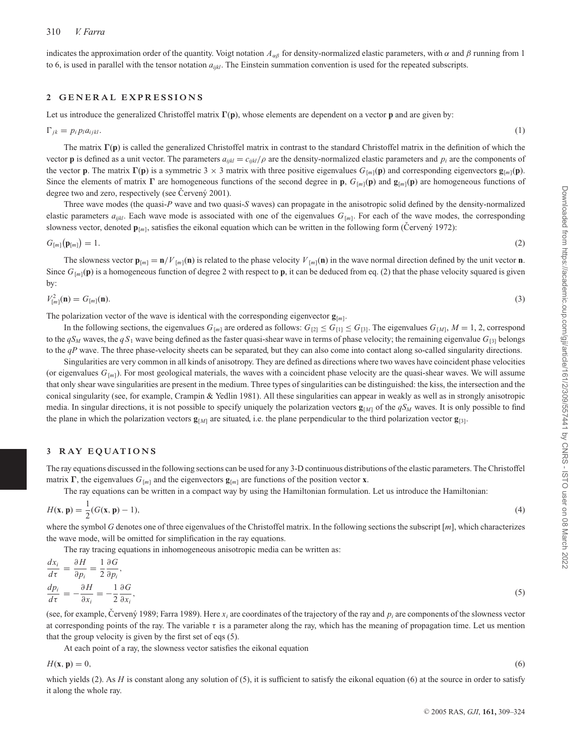indicates the approximation order of the quantity. Voigt notation $A_{\alpha\beta}$ for density-normalized elastic parameters, with $\alpha$ and $\beta$ running from 1 to 6, is used in parallel with the tensor notation $a_{ijkl}$. The Einstein summation convention is used for the repeated subscripts.

## 2 GENERAL EXPRESSIONS

Let us introduce the generalized Christoffel matrix $\mathbf{\Gamma}(\mathbf{p})$, whose elements are dependent on a vector $\mathbf{p}$ and are given by:

$$\Gamma_{jk} = p_i p_l a_{ijkl}. \tag{1}$$

The matrix $\mathbf{\Gamma}(\mathbf{p})$ is called the generalized Christoffel matrix in contrast to the standard Christoffel matrix in the definition of which the vector $\mathbf{p}$ is defined as a unit vector. The parameters $a_{ijkl} = c_{ijkl}/\rho$ are the density-normalized elastic parameters and $p_i$ are the components of the vector $\mathbf{p}$. The matrix $\mathbf{\Gamma}(\mathbf{p})$ is a symmetric $3 \times 3$ matrix with three positive eigenvalues $G_{[m]}(\mathbf{p})$ and corresponding eigenvectors $\mathbf{g}_{[m]}(\mathbf{p})$. Since the elements of matrix $\mathbf{\Gamma}$ are homogeneous functions of the second degree in $\mathbf{p}$, $G_{[m]}(\mathbf{p})$ and $\mathbf{g}_{[m]}(\mathbf{p})$ are homogeneous functions of degree two and zero, respectively (see Červený 2001).

Three wave modes (the quasi-*P* wave and two quasi-*S* waves) can propagate in the anisotropic solid defined by the density-normalized elastic parameters $a_{ijkl}$. Each wave mode is associated with one of the eigenvalues $G_{[m]}$. For each of the wave modes, the corresponding slowness vector, denoted $\mathbf{p}_{[m]}$, satisfies the eikonal equation which can be written in the following form (Červený 1972):

$$G_{[m]}(\mathbf{p}_{[m]}) = 1. \tag{2}$$

The slowness vector $\mathbf{p}_{[m]} = \mathbf{n}/V_{[m]}(\mathbf{n})$ is related to the phase velocity $V_{[m]}(\mathbf{n})$ in the wave normal direction defined by the unit vector $\mathbf{n}$. Since $G_{[m]}(\mathbf{p})$ is a homogeneous function of degree 2 with respect to $\mathbf{p}$, it can be deduced from eq. (2) that the phase velocity squared is given by:

$$V^2_{[m]}(\mathbf{n}) = G_{[m]}(\mathbf{n}). \tag{3}$$

The polarization vector of the wave is identical with the corresponding eigenvector $\mathbf{g}_{[m]}$.

In the following sections, the eigenvalues $G_{[m]}$ are ordered as follows: $G_{[2]} \leq G_{[1]} \leq G_{[3]}$. The eigenvalues $G_{[M]}$, $M = 1, 2$, correspond to the $qS_M$ waves, the $qS_1$ wave being defined as the faster quasi-shear wave in terms of phase velocity; the remaining eigenvalue $G_{[3]}$ belongs to the $qP$ wave. The three phase-velocity sheets can be separated, but they can also come into contact along so-called singularity directions.

Singularities are very common in all kinds of anisotropy. They are defined as directions where two waves have coincident phase velocities (or eigenvalues $G_{[m]}$). For most geological materials, the waves with a coincident phase velocity are the quasi-shear waves. We will assume that only shear wave singularities are present in the medium. Three types of singularities can be distinguished: the kiss, the intersection and the conical singularity (see, for example, Crampin & Yedlin 1981). All these singularities can appear in weakly as well as in strongly anisotropic media. In singular directions, it is not possible to specify uniquely the polarization vectors $\mathbf{g}_{[M]}$ of the $qS_M$ waves. It is only possible to find the plane in which the polarization vectors $\mathbf{g}_{[M]}$ are situated, i.e. the plane perpendicular to the third polarization vector $\mathbf{g}_{[3]}$.

## 3 RAY EQUATIONS

The ray equations discussed in the following sections can be used for any 3-D continuous distributions of the elastic parameters. The Christoffel matrix $\mathbf{\Gamma}$, the eigenvalues $G_{[m]}$ and the eigenvectors $\mathbf{g}_{[m]}$ are functions of the position vector $\mathbf{x}$.

The ray equations can be written in a compact way by using the Hamiltonian formulation. Let us introduce the Hamiltonian:

$$H(\mathbf{x}, \mathbf{p}) = \frac{1}{2}(G(\mathbf{x}, \mathbf{p}) - 1), \tag{4}$$

where the symbol $G$ denotes one of three eigenvalues of the Christoffel matrix. In the following sections the subscript $[m]$, which characterizes the wave mode, will be omitted for simplification in the ray equations.

The ray tracing equations in inhomogeneous anisotropic media can be written as:

$$\begin{aligned} \frac{dx_i}{d\tau} &= \frac{\partial H}{\partial p_i} = \frac{1}{2}\frac{\partial G}{\partial p_i}, \\ \frac{dp_i}{d\tau} &= -\frac{\partial H}{\partial x_i} = -\frac{1}{2}\frac{\partial G}{\partial x_i}, \end{aligned} \tag{5}$$

(see, for example, Červený 1989; Farra 1989). Here $x_i$ are coordinates of the trajectory of the ray and $p_i$ are components of the slowness vector at corresponding points of the ray. The variable $\tau$ is a parameter along the ray, which has the meaning of propagation time. Let us mention that the group velocity is given by the first set of eqs (5).

At each point of a ray, the slowness vector satisfies the eikonal equation

$$H(\mathbf{x}, \mathbf{p}) = 0, \tag{6}$$

which yields (2). As $H$ is constant along any solution of (5), it is sufficient to satisfy the eikonal equation (6) at the source in order to satisfy it along the whole ray.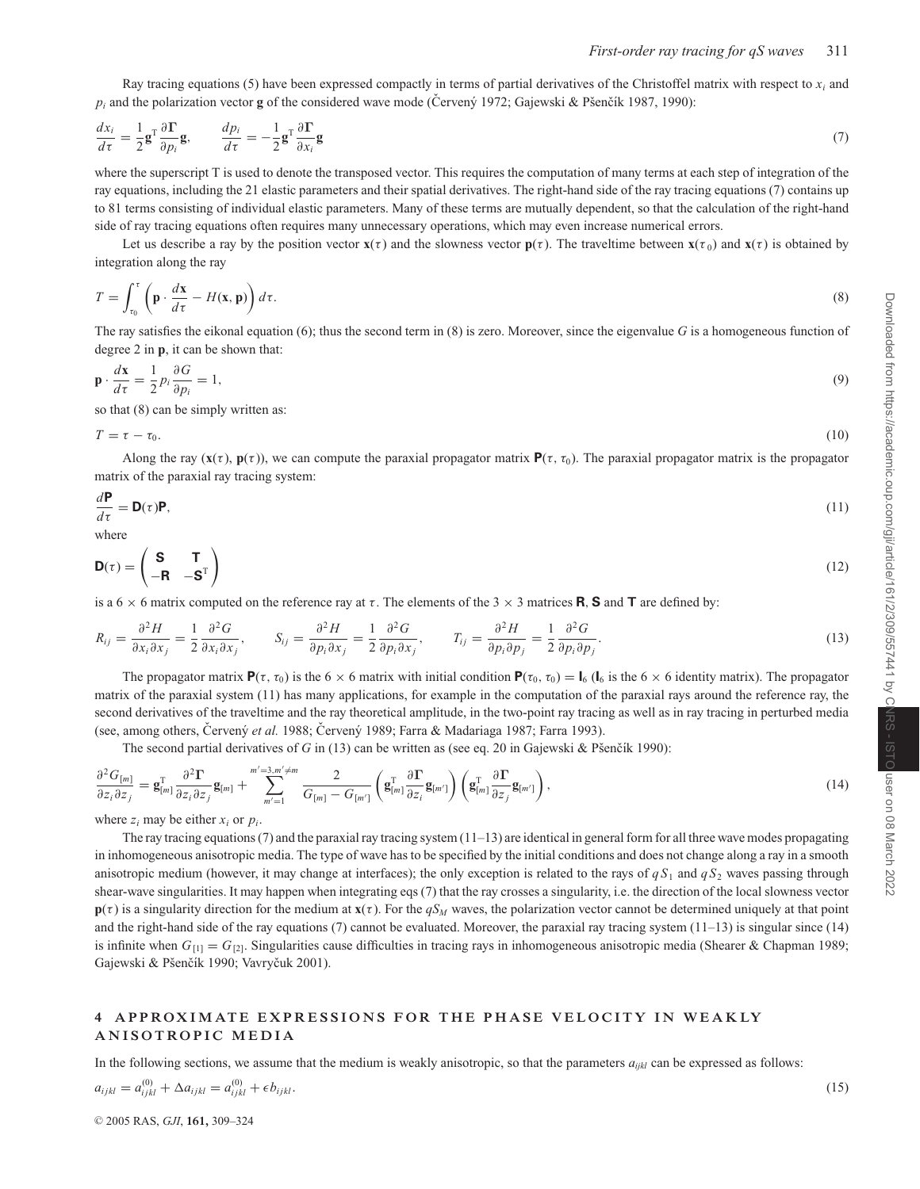Ray tracing equations (5) have been expressed compactly in terms of partial derivatives of the Christoffel matrix with respect to $x_i$ and $p_i$ and the polarization vector $\mathbf{g}$ of the considered wave mode (Červený 1972; Gajewski & Pšenčík 1987, 1990):

$$\frac{dx_i}{d\tau} = \frac{1}{2}\mathbf{g}^{\mathrm{T}}\frac{\partial \boldsymbol{\Gamma}}{\partial p_i}\mathbf{g}, \qquad \frac{dp_i}{d\tau} = -\frac{1}{2}\mathbf{g}^{\mathrm{T}}\frac{\partial \boldsymbol{\Gamma}}{\partial x_i}\mathbf{g} \tag{7}$$

where the superscript T is used to denote the transposed vector. This requires the computation of many terms at each step of integration of the ray equations, including the 21 elastic parameters and their spatial derivatives. The right-hand side of the ray tracing equations (7) contains up to 81 terms consisting of individual elastic parameters. Many of these terms are mutually dependent, so that the calculation of the right-hand side of ray tracing equations often requires many unnecessary operations, which may even increase numerical errors.

Let us describe a ray by the position vector $\mathbf{x}(\tau)$ and the slowness vector $\mathbf{p}(\tau)$. The traveltime between $\mathbf{x}(\tau_0)$ and $\mathbf{x}(\tau)$ is obtained by integration along the ray

$$T = \int_{\tau_0}^{\tau}\left(\mathbf{p}\cdot\frac{d\mathbf{x}}{d\tau} - H(\mathbf{x},\mathbf{p})\right)d\tau. \tag{8}$$

The ray satisfies the eikonal equation (6); thus the second term in (8) is zero. Moreover, since the eigenvalue $G$ is a homogeneous function of degree 2 in $\mathbf{p}$, it can be shown that:

$$\mathbf{p}\cdot\frac{d\mathbf{x}}{d\tau} = \frac{1}{2}p_i\frac{\partial G}{\partial p_i} = 1, \tag{9}$$

so that (8) can be simply written as:

$$T = \tau - \tau_0. \tag{10}$$

Along the ray $(\mathbf{x}(\tau), \mathbf{p}(\tau))$, we can compute the paraxial propagator matrix $\mathbf{P}(\tau, \tau_0)$. The paraxial propagator matrix is the propagator matrix of the paraxial ray tracing system:

$$\frac{d\mathbf{P}}{d\tau} = \mathbf{D}(\tau)\mathbf{P}, \tag{11}$$

where

$$\mathbf{D}(\tau) = \begin{pmatrix} \mathbf{S} & \mathbf{T} \\ -\mathbf{R} & -\mathbf{S}^{\mathrm{T}} \end{pmatrix} \tag{12}$$

is a $6\times 6$ matrix computed on the reference ray at $\tau$. The elements of the $3\times 3$ matrices $\mathbf{R}$, $\mathbf{S}$ and $\mathbf{T}$ are defined by:

$$R_{ij} = \frac{\partial^2 H}{\partial x_i \partial x_j} = \frac{1}{2}\frac{\partial^2 G}{\partial x_i \partial x_j}, \qquad S_{ij} = \frac{\partial^2 H}{\partial p_i \partial x_j} = \frac{1}{2}\frac{\partial^2 G}{\partial p_i \partial x_j}, \qquad T_{ij} = \frac{\partial^2 H}{\partial p_i \partial p_j} = \frac{1}{2}\frac{\partial^2 G}{\partial p_i \partial p_j}. \tag{13}$$

The propagator matrix $\mathbf{P}(\tau, \tau_0)$ is the $6\times 6$ matrix with initial condition $\mathbf{P}(\tau_0, \tau_0) = \mathbf{I}_6$ ($\mathbf{I}_6$ is the $6\times 6$ identity matrix). The propagator matrix of the paraxial system (11) has many applications, for example in the computation of the paraxial rays around the reference ray, the second derivatives of the traveltime and the ray theoretical amplitude, in the two-point ray tracing as well as in ray tracing in perturbed media (see, among others, Červený *et al.* 1988; Červený 1989; Farra & Madariaga 1987; Farra 1993).

The second partial derivatives of $G$ in (13) can be written as (see eq. 20 in Gajewski & Pšenčík 1990):

$$\frac{\partial^2 G_{[m]}}{\partial z_i \partial z_j} = \mathbf{g}_{[m]}^{\mathrm{T}}\frac{\partial^2 \boldsymbol{\Gamma}}{\partial z_i \partial z_j}\mathbf{g}_{[m]} + \sum_{m'=1}^{m'=3, m'\neq m}\frac{2}{G_{[m]} - G_{[m']}}\left(\mathbf{g}_{[m]}^{\mathrm{T}}\frac{\partial \boldsymbol{\Gamma}}{\partial z_i}\mathbf{g}_{[m']}\right)\left(\mathbf{g}_{[m]}^{\mathrm{T}}\frac{\partial \boldsymbol{\Gamma}}{\partial z_j}\mathbf{g}_{[m']}\right), \tag{14}$$

where $z_i$ may be either $x_i$ or $p_i$.

The ray tracing equations (7) and the paraxial ray tracing system (11–13) are identical in general form for all three wave modes propagating in inhomogeneous anisotropic media. The type of wave has to be specified by the initial conditions and does not change along a ray in a smooth anisotropic medium (however, it may change at interfaces); the only exception is related to the rays of $qS_1$ and $qS_2$ waves passing through shear-wave singularities. It may happen when integrating eqs (7) that the ray crosses a singularity, i.e. the direction of the local slowness vector $\mathbf{p}(\tau)$ is a singularity direction for the medium at $\mathbf{x}(\tau)$. For the $qS_M$ waves, the polarization vector cannot be determined uniquely at that point and the right-hand side of the ray equations (7) cannot be evaluated. Moreover, the paraxial ray tracing system (11–13) is singular since (14) is infinite when $G_{[1]} = G_{[2]}$. Singularities cause difficulties in tracing rays in inhomogeneous anisotropic media (Shearer & Chapman 1989; Gajewski & Pšenčík 1990; Vavryčuk 2001).

## 4 APPROXIMATE EXPRESSIONS FOR THE PHASE VELOCITY IN WEAKLY ANISOTROPIC MEDIA

In the following sections, we assume that the medium is weakly anisotropic, so that the parameters $a_{ijkl}$ can be expressed as follows:

$$a_{ijkl} = a_{ijkl}^{(0)} + \Delta a_{ijkl} = a_{ijkl}^{(0)} + \epsilon b_{ijkl}. \tag{15}$$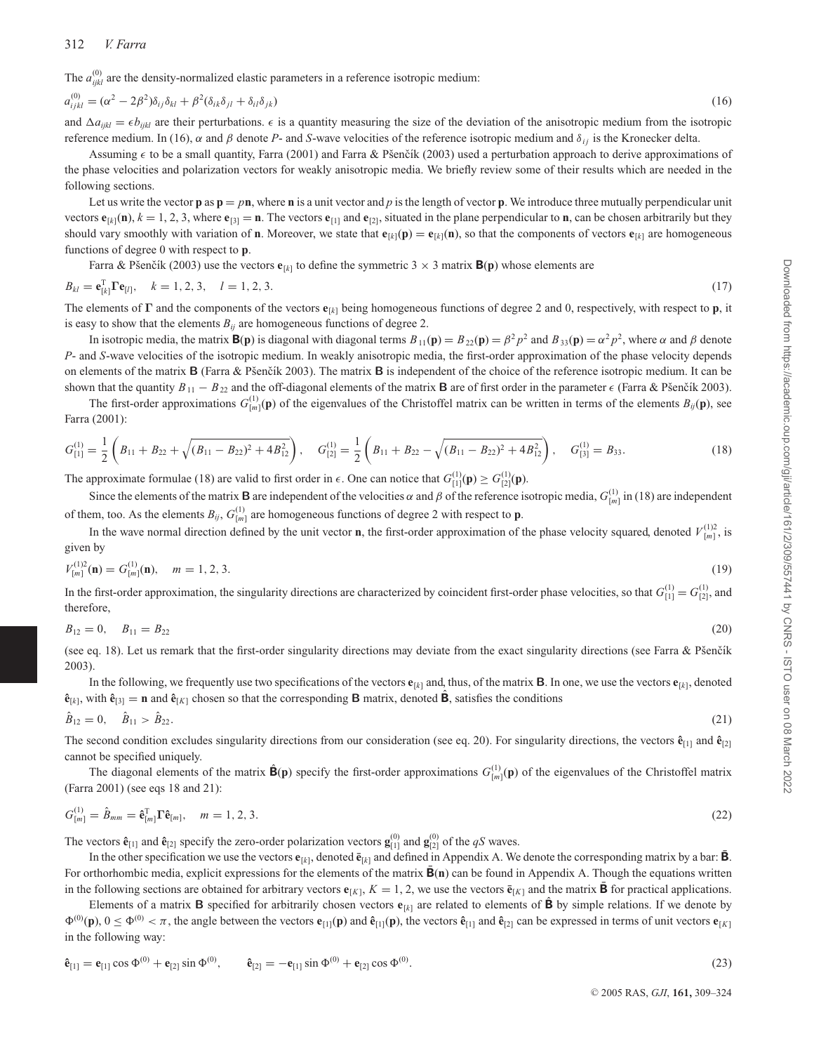The $a_{ijkl}^{(0)}$ are the density-normalized elastic parameters in a reference isotropic medium:

$$a_{ijkl}^{(0)} = (\alpha^2 - 2\beta^2)\delta_{ij}\delta_{kl} + \beta^2(\delta_{ik}\delta_{jl} + \delta_{il}\delta_{jk}) \tag{16}$$

and $\Delta a_{ijkl} = \epsilon b_{ijkl}$ are their perturbations. $\epsilon$ is a quantity measuring the size of the deviation of the anisotropic medium from the isotropic reference medium. In (16), $\alpha$ and $\beta$ denote *P*- and *S*-wave velocities of the reference isotropic medium and $\delta_{ij}$ is the Kronecker delta.

Assuming $\epsilon$ to be a small quantity, Farra (2001) and Farra & Pšenčík (2003) used a perturbation approach to derive approximations of the phase velocities and polarization vectors for weakly anisotropic media. We briefly review some of their results which are needed in the following sections.

Let us write the vector $\mathbf{p}$ as $\mathbf{p} = p\mathbf{n}$, where $\mathbf{n}$ is a unit vector and $p$ is the length of vector $\mathbf{p}$. We introduce three mutually perpendicular unit vectors $\mathbf{e}_{[k]}(\mathbf{n})$, $k = 1, 2, 3$, where $\mathbf{e}_{[3]} = \mathbf{n}$. The vectors $\mathbf{e}_{[1]}$ and $\mathbf{e}_{[2]}$, situated in the plane perpendicular to $\mathbf{n}$, can be chosen arbitrarily but they should vary smoothly with variation of $\mathbf{n}$. Moreover, we state that $\mathbf{e}_{[k]}(\mathbf{p}) = \mathbf{e}_{[k]}(\mathbf{n})$, so that the components of vectors $\mathbf{e}_{[k]}$ are homogeneous functions of degree 0 with respect to $\mathbf{p}$.

Farra & Pšenčík (2003) use the vectors $\mathbf{e}_{[k]}$ to define the symmetric $3 \times 3$ matrix $\mathbf{B}(\mathbf{p})$ whose elements are

$$B_{kl} = \mathbf{e}_{[k]}^{\mathrm{T}}\boldsymbol{\Gamma}\mathbf{e}_{[l]}, \quad k = 1, 2, 3, \quad l = 1, 2, 3. \tag{17}$$

The elements of $\boldsymbol{\Gamma}$ and the components of the vectors $\mathbf{e}_{[k]}$ being homogeneous functions of degree 2 and 0, respectively, with respect to $\mathbf{p}$, it is easy to show that the elements $B_{ij}$ are homogeneous functions of degree 2.

In isotropic media, the matrix $\mathbf{B}(\mathbf{p})$ is diagonal with diagonal terms $B_{11}(\mathbf{p}) = B_{22}(\mathbf{p}) = \beta^2 p^2$ and $B_{33}(\mathbf{p}) = \alpha^2 p^2$, where $\alpha$ and $\beta$ denote *P*- and *S*-wave velocities of the isotropic medium. In weakly anisotropic media, the first-order approximation of the phase velocity depends on elements of the matrix $\mathbf{B}$ (Farra & Pšenčík 2003). The matrix $\mathbf{B}$ is independent of the choice of the reference isotropic medium. It can be shown that the quantity $B_{11} - B_{22}$ and the off-diagonal elements of the matrix $\mathbf{B}$ are of first order in the parameter $\epsilon$ (Farra & Pšenčík 2003).

The first-order approximations $G_{[m]}^{(1)}(\mathbf{p})$ of the eigenvalues of the Christoffel matrix can be written in terms of the elements $B_{ij}(\mathbf{p})$, see Farra (2001):

$$G_{[1]}^{(1)} = \frac{1}{2}\left(B_{11} + B_{22} + \sqrt{(B_{11} - B_{22})^2 + 4B_{12}^2}\right), \quad G_{[2]}^{(1)} = \frac{1}{2}\left(B_{11} + B_{22} - \sqrt{(B_{11} - B_{22})^2 + 4B_{12}^2}\right), \quad G_{[3]}^{(1)} = B_{33}. \tag{18}$$

The approximate formulae (18) are valid to first order in $\epsilon$. One can notice that $G_{[1]}^{(1)}(\mathbf{p}) \geq G_{[2]}^{(1)}(\mathbf{p})$.

Since the elements of the matrix $\mathbf{B}$ are independent of the velocities $\alpha$ and $\beta$ of the reference isotropic media, $G_{[m]}^{(1)}$ in (18) are independent of them, too. As the elements $B_{ij}$, $G_{[m]}^{(1)}$ are homogeneous functions of degree 2 with respect to $\mathbf{p}$.

In the wave normal direction defined by the unit vector $\mathbf{n}$, the first-order approximation of the phase velocity squared, denoted $V_{[m]}^{(1)2}$, is given by

$$V_{[m]}^{(1)2}(\mathbf{n}) = G_{[m]}^{(1)}(\mathbf{n}), \quad m = 1, 2, 3. \tag{19}$$

In the first-order approximation, the singularity directions are characterized by coincident first-order phase velocities, so that $G_{[1]}^{(1)} = G_{[2]}^{(1)}$, and therefore,

$$B_{12} = 0, \quad B_{11} = B_{22} \tag{20}$$

(see eq. 18). Let us remark that the first-order singularity directions may deviate from the exact singularity directions (see Farra & Pšenčík 2003).

In the following, we frequently use two specifications of the vectors $\mathbf{e}_{[k]}$ and, thus, of the matrix $\mathbf{B}$. In one, we use the vectors $\mathbf{e}_{[k]}$, denoted $\hat{\mathbf{e}}_{[k]}$, with $\hat{\mathbf{e}}_{[3]} = \mathbf{n}$ and $\hat{\mathbf{e}}_{[K]}$ chosen so that the corresponding $\mathbf{B}$ matrix, denoted $\hat{\mathbf{B}}$, satisfies the conditions

$$\hat{B}_{12} = 0, \quad \hat{B}_{11} > \hat{B}_{22}. \tag{21}$$

The second condition excludes singularity directions from our consideration (see eq. 20). For singularity directions, the vectors $\hat{\mathbf{e}}_{[1]}$ and $\hat{\mathbf{e}}_{[2]}$ cannot be specified uniquely.

The diagonal elements of the matrix $\hat{\mathbf{B}}(\mathbf{p})$ specify the first-order approximations $G_{[m]}^{(1)}(\mathbf{p})$ of the eigenvalues of the Christoffel matrix (Farra 2001) (see eqs 18 and 21):

$$G_{[m]}^{(1)} = \hat{B}_{mm} = \hat{\mathbf{e}}_{[m]}^{\mathrm{T}}\boldsymbol{\Gamma}\hat{\mathbf{e}}_{[m]}, \quad m = 1, 2, 3. \tag{22}$$

The vectors $\hat{\mathbf{e}}_{[1]}$ and $\hat{\mathbf{e}}_{[2]}$ specify the zero-order polarization vectors $\mathbf{g}_{[1]}^{(0)}$ and $\mathbf{g}_{[2]}^{(0)}$ of the *qS* waves.

In the other specification we use the vectors $\mathbf{e}_{[k]}$, denoted $\bar{\mathbf{e}}_{[k]}$ and defined in Appendix A. We denote the corresponding matrix by a bar: $\bar{\mathbf{B}}$. For orthorhombic media, explicit expressions for the elements of the matrix $\bar{\mathbf{B}}(\mathbf{n})$ can be found in Appendix A. Though the equations written in the following sections are obtained for arbitrary vectors $\mathbf{e}_{[K]}$, $K = 1, 2$, we use the vectors $\bar{\mathbf{e}}_{[K]}$ and the matrix $\bar{\mathbf{B}}$ for practical applications.

Elements of a matrix $\mathbf{B}$ specified for arbitrarily chosen vectors $\mathbf{e}_{[k]}$ are related to elements of $\hat{\mathbf{B}}$ by simple relations. If we denote by $\Phi^{(0)}(\mathbf{p})$, $0 \leq \Phi^{(0)} < \pi$, the angle between the vectors $\mathbf{e}_{[1]}(\mathbf{p})$ and $\hat{\mathbf{e}}_{[1]}(\mathbf{p})$, the vectors $\hat{\mathbf{e}}_{[1]}$ and $\hat{\mathbf{e}}_{[2]}$ can be expressed in terms of unit vectors $\mathbf{e}_{[K]}$ in the following way:

$$\hat{\mathbf{e}}_{[1]} = \mathbf{e}_{[1]}\cos\Phi^{(0)} + \mathbf{e}_{[2]}\sin\Phi^{(0)}, \qquad \hat{\mathbf{e}}_{[2]} = -\mathbf{e}_{[1]}\sin\Phi^{(0)} + \mathbf{e}_{[2]}\cos\Phi^{(0)}. \tag{23}$$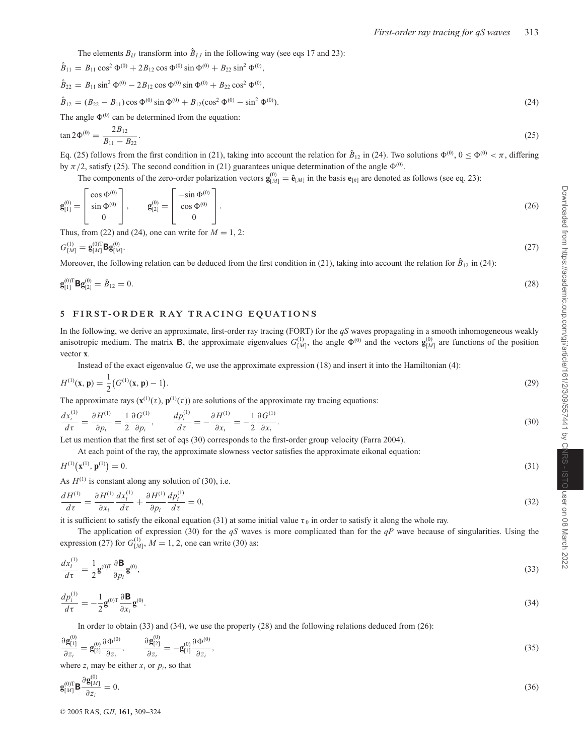The elements $B_{IJ}$ transform into $\hat{B}_{IJ}$ in the following way (see eqs 17 and 23):

$$\hat{B}_{11} = B_{11}\cos^2\Phi^{(0)} + 2B_{12}\cos\Phi^{(0)}\sin\Phi^{(0)} + B_{22}\sin^2\Phi^{(0)},$$

$$\hat{B}_{22} = B_{11}\sin^2\Phi^{(0)} - 2B_{12}\cos\Phi^{(0)}\sin\Phi^{(0)} + B_{22}\cos^2\Phi^{(0)},$$

$$\hat{B}_{12} = (B_{22} - B_{11})\cos\Phi^{(0)}\sin\Phi^{(0)} + B_{12}(\cos^2\Phi^{(0)} - \sin^2\Phi^{(0)}). \tag{24}$$

The angle $\Phi^{(0)}$ can be determined from the equation:

$$\tan 2\Phi^{(0)} = \frac{2B_{12}}{B_{11} - B_{22}}. \tag{25}$$

Eq. (25) follows from the first condition in (21), taking into account the relation for $\hat{B}_{12}$ in (24). Two solutions $\Phi^{(0)}$, $0 \le \Phi^{(0)} < \pi$, differing by $\pi/2$, satisfy (25). The second condition in (21) guarantees unique determination of the angle $\Phi^{(0)}$.

The components of the zero-order polarization vectors $\mathbf{g}^{(0)}_{[M]} = \hat{\mathbf{e}}_{[M]}$ in the basis $\mathbf{e}_{[k]}$ are denoted as follows (see eq. 23):

$$\mathbf{g}^{(0)}_{[1]} = \begin{bmatrix} \cos\Phi^{(0)} \\ \sin\Phi^{(0)} \\ 0 \end{bmatrix}, \qquad \mathbf{g}^{(0)}_{[2]} = \begin{bmatrix} -\sin\Phi^{(0)} \\ \cos\Phi^{(0)} \\ 0 \end{bmatrix}. \tag{26}$$

Thus, from (22) and (24), one can write for $M = 1, 2$:

$$G^{(1)}_{[M]} = \mathbf{g}^{(0)\mathrm{T}}_{[M]}\mathbf{B}\mathbf{g}^{(0)}_{[M]}. \tag{27}$$

Moreover, the following relation can be deduced from the first condition in (21), taking into account the relation for $\hat{B}_{12}$ in (24):

$$\mathbf{g}^{(0)\mathrm{T}}_{[1]}\mathbf{B}\mathbf{g}^{(0)}_{[2]} = \hat{B}_{12} = 0. \tag{28}$$

## 5 FIRST-ORDER RAY TRACING EQUATIONS

In the following, we derive an approximate, first-order ray tracing (FORT) for the *qS* waves propagating in a smooth inhomogeneous weakly anisotropic medium. The matrix $\mathbf{B}$, the approximate eigenvalues $G^{(1)}_{[M]}$, the angle $\Phi^{(0)}$ and the vectors $\mathbf{g}^{(0)}_{[M]}$ are functions of the position vector $\mathbf{x}$.

Instead of the exact eigenvalue $G$, we use the approximate expression (18) and insert it into the Hamiltonian (4):

$$H^{(1)}(\mathbf{x}, \mathbf{p}) = \frac{1}{2}\left(G^{(1)}(\mathbf{x}, \mathbf{p}) - 1\right). \tag{29}$$

The approximate rays $(\mathbf{x}^{(1)}(\tau), \mathbf{p}^{(1)}(\tau))$ are solutions of the approximate ray tracing equations:

$$\frac{dx^{(1)}_i}{d\tau} = \frac{\partial H^{(1)}}{\partial p_i} = \frac{1}{2}\frac{\partial G^{(1)}}{\partial p_i}, \qquad \frac{dp^{(1)}_i}{d\tau} = -\frac{\partial H^{(1)}}{\partial x_i} = -\frac{1}{2}\frac{\partial G^{(1)}}{\partial x_i}. \tag{30}$$

Let us mention that the first set of eqs (30) corresponds to the first-order group velocity (Farra 2004).

At each point of the ray, the approximate slowness vector satisfies the approximate eikonal equation:

$$H^{(1)}\left(\mathbf{x}^{(1)}, \mathbf{p}^{(1)}\right) = 0. \tag{31}$$

As $H^{(1)}$ is constant along any solution of (30), i.e.

$$\frac{dH^{(1)}}{d\tau} = \frac{\partial H^{(1)}}{\partial x_i}\frac{dx^{(1)}_i}{d\tau} + \frac{\partial H^{(1)}}{\partial p_i}\frac{dp^{(1)}_i}{d\tau} = 0, \tag{32}$$

it is sufficient to satisfy the eikonal equation (31) at some initial value $\tau_0$ in order to satisfy it along the whole ray.

The application of expression (30) for the *qS* waves is more complicated than for the *qP* wave because of singularities. Using the expression (27) for $G^{(1)}_{[M]}$, $M = 1, 2$, one can write (30) as:

$$\frac{dx^{(1)}_i}{d\tau} = \frac{1}{2}\mathbf{g}^{(0)\mathrm{T}}\frac{\partial\mathbf{B}}{\partial p_i}\mathbf{g}^{(0)}, \tag{33}$$

$$\frac{dp^{(1)}_i}{d\tau} = -\frac{1}{2}\mathbf{g}^{(0)\mathrm{T}}\frac{\partial\mathbf{B}}{\partial x_i}\mathbf{g}^{(0)}. \tag{34}$$

In order to obtain (33) and (34), we use the property (28) and the following relations deduced from (26):

$$\frac{\partial\mathbf{g}^{(0)}_{[1]}}{\partial z_i} = \mathbf{g}^{(0)}_{[2]}\frac{\partial\Phi^{(0)}}{\partial z_i}, \qquad \frac{\partial\mathbf{g}^{(0)}_{[2]}}{\partial z_i} = -\mathbf{g}^{(0)}_{[1]}\frac{\partial\Phi^{(0)}}{\partial z_i}, \tag{35}$$

where $z_i$ may be either $x_i$ or $p_i$, so that

$$\mathbf{g}^{(0)\mathrm{T}}_{[M]}\mathbf{B}\frac{\partial\mathbf{g}^{(0)}_{[M]}}{\partial z_i} = 0. \tag{36}$$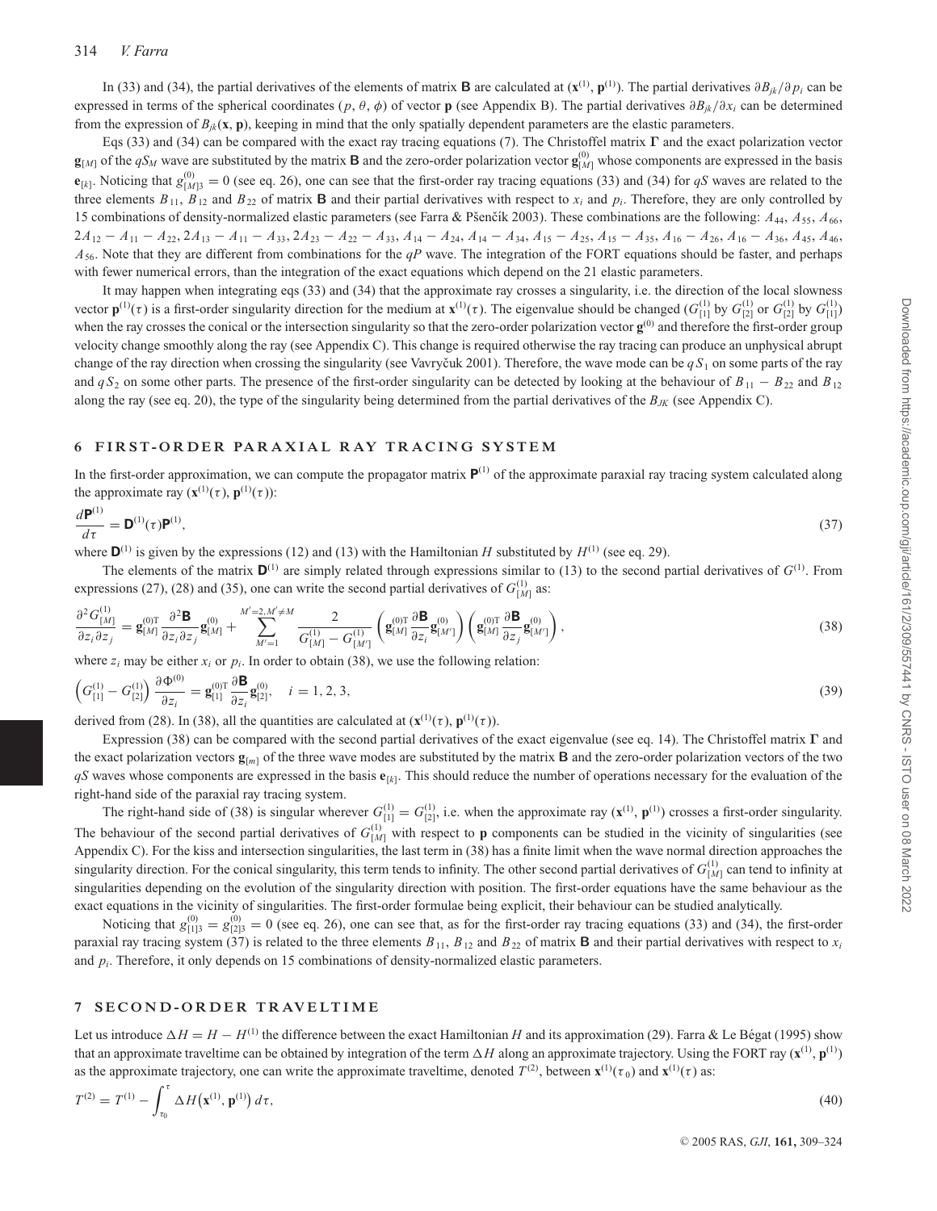In (33) and (34), the partial derivatives of the elements of matrix $\mathbf{B}$ are calculated at $(\mathbf{x}^{(1)}, \mathbf{p}^{(1)})$. The partial derivatives $\partial B_{jk}/\partial p_i$ can be expressed in terms of the spherical coordinates $(p, \theta, \phi)$ of vector $\mathbf{p}$ (see Appendix B). The partial derivatives $\partial B_{jk}/\partial x_i$ can be determined from the expression of $B_{jk}(\mathbf{x}, \mathbf{p})$, keeping in mind that the only spatially dependent parameters are the elastic parameters.

Eqs (33) and (34) can be compared with the exact ray tracing equations (7). The Christoffel matrix $\boldsymbol{\Gamma}$ and the exact polarization vector $\mathbf{g}_{[M]}$ of the $qS_M$ wave are substituted by the matrix $\mathbf{B}$ and the zero-order polarization vector $\mathbf{g}^{(0)}_{[M]}$ whose components are expressed in the basis $\mathbf{e}_{[k]}$. Noticing that $g^{(0)}_{[M]3} = 0$ (see eq. 26), one can see that the first-order ray tracing equations (33) and (34) for $qS$ waves are related to the three elements $B_{11}$, $B_{12}$ and $B_{22}$ of matrix $\mathbf{B}$ and their partial derivatives with respect to $x_i$ and $p_i$. Therefore, they are only controlled by 15 combinations of density-normalized elastic parameters (see Farra & Pšenčík 2003). These combinations are the following: $A_{44}$, $A_{55}$, $A_{66}$, $2A_{12} - A_{11} - A_{22}$, $2A_{13} - A_{11} - A_{33}$, $2A_{23} - A_{22} - A_{33}$, $A_{14} - A_{24}$, $A_{14} - A_{34}$, $A_{15} - A_{25}$, $A_{15} - A_{35}$, $A_{16} - A_{26}$, $A_{16} - A_{36}$, $A_{45}$, $A_{46}$, $A_{56}$. Note that they are different from combinations for the $qP$ wave. The integration of the FORT equations should be faster, and perhaps with fewer numerical errors, than the integration of the exact equations which depend on the 21 elastic parameters.

It may happen when integrating eqs (33) and (34) that the approximate ray crosses a singularity, i.e. the direction of the local slowness vector $\mathbf{p}^{(1)}(\tau)$ is a first-order singularity direction for the medium at $\mathbf{x}^{(1)}(\tau)$. The eigenvalue should be changed ($G^{(1)}_{[1]}$ by $G^{(1)}_{[2]}$ or $G^{(1)}_{[2]}$ by $G^{(1)}_{[1]}$) when the ray crosses the conical or the intersection singularity so that the zero-order polarization vector $\mathbf{g}^{(0)}$ and therefore the first-order group velocity change smoothly along the ray (see Appendix C). This change is required otherwise the ray tracing can produce an unphysical abrupt change of the ray direction when crossing the singularity (see Vavryčuk 2001). Therefore, the wave mode can be $qS_1$ on some parts of the ray and $qS_2$ on some other parts. The presence of the first-order singularity can be detected by looking at the behaviour of $B_{11} - B_{22}$ and $B_{12}$ along the ray (see eq. 20), the type of the singularity being determined from the partial derivatives of the $B_{JK}$ (see Appendix C).

## 6 FIRST-ORDER PARAXIAL RAY TRACING SYSTEM

In the first-order approximation, we can compute the propagator matrix $\mathbf{P}^{(1)}$ of the approximate paraxial ray tracing system calculated along the approximate ray $(\mathbf{x}^{(1)}(\tau), \mathbf{p}^{(1)}(\tau))$:

$$\frac{d\mathbf{P}^{(1)}}{d\tau} = \mathbf{D}^{(1)}(\tau)\mathbf{P}^{(1)}, \tag{37}$$

where $\mathbf{D}^{(1)}$ is given by the expressions (12) and (13) with the Hamiltonian $H$ substituted by $H^{(1)}$ (see eq. 29).

The elements of the matrix $\mathbf{D}^{(1)}$ are simply related through expressions similar to (13) to the second partial derivatives of $G^{(1)}$. From expressions (27), (28) and (35), one can write the second partial derivatives of $G^{(1)}_{[M]}$ as:

$$\frac{\partial^2 G^{(1)}_{[M]}}{\partial z_i \partial z_j} = \mathbf{g}^{(0)\mathrm{T}}_{[M]} \frac{\partial^2 \mathbf{B}}{\partial z_i \partial z_j} \mathbf{g}^{(0)}_{[M]} + \sum_{M'=1}^{M'=2, M'\neq M} \frac{2}{G^{(1)}_{[M]} - G^{(1)}_{[M']}} \left( \mathbf{g}^{(0)\mathrm{T}}_{[M]} \frac{\partial \mathbf{B}}{\partial z_i} \mathbf{g}^{(0)}_{[M']} \right) \left( \mathbf{g}^{(0)\mathrm{T}}_{[M]} \frac{\partial \mathbf{B}}{\partial z_j} \mathbf{g}^{(0)}_{[M']} \right), \tag{38}$$

where $z_i$ may be either $x_i$ or $p_i$. In order to obtain (38), we use the following relation:

$$\left( G^{(1)}_{[1]} - G^{(1)}_{[2]} \right) \frac{\partial \Phi^{(0)}}{\partial z_i} = \mathbf{g}^{(0)\mathrm{T}}_{[1]} \frac{\partial \mathbf{B}}{\partial z_i} \mathbf{g}^{(0)}_{[2]}, \quad i = 1, 2, 3, \tag{39}$$

derived from (28). In (38), all the quantities are calculated at $(\mathbf{x}^{(1)}(\tau), \mathbf{p}^{(1)}(\tau))$.

Expression (38) can be compared with the second partial derivatives of the exact eigenvalue (see eq. 14). The Christoffel matrix $\boldsymbol{\Gamma}$ and the exact polarization vectors $\mathbf{g}_{[m]}$ of the three wave modes are substituted by the matrix $\mathbf{B}$ and the zero-order polarization vectors of the two $qS$ waves whose components are expressed in the basis $\mathbf{e}_{[k]}$. This should reduce the number of operations necessary for the evaluation of the right-hand side of the paraxial ray tracing system.

The right-hand side of (38) is singular wherever $G^{(1)}_{[1]} = G^{(1)}_{[2]}$, i.e. when the approximate ray $(\mathbf{x}^{(1)}, \mathbf{p}^{(1)})$ crosses a first-order singularity. The behaviour of the second partial derivatives of $G^{(1)}_{[M]}$ with respect to $\mathbf{p}$ components can be studied in the vicinity of singularities (see Appendix C). For the kiss and intersection singularities, the last term in (38) has a finite limit when the wave normal direction approaches the singularity direction. For the conical singularity, this term tends to infinity. The other second partial derivatives of $G^{(1)}_{[M]}$ can tend to infinity at singularities depending on the evolution of the singularity direction with position. The first-order equations have the same behaviour as the exact equations in the vicinity of singularities. The first-order formulae being explicit, their behaviour can be studied analytically.

Noticing that $g^{(0)}_{[1]3} = g^{(0)}_{[2]3} = 0$ (see eq. 26), one can see that, as for the first-order ray tracing equations (33) and (34), the first-order paraxial ray tracing system (37) is related to the three elements $B_{11}$, $B_{12}$ and $B_{22}$ of matrix $\mathbf{B}$ and their partial derivatives with respect to $x_i$ and $p_i$. Therefore, it only depends on 15 combinations of density-normalized elastic parameters.

## 7 SECOND-ORDER TRAVELTIME

Let us introduce $\Delta H = H - H^{(1)}$ the difference between the exact Hamiltonian $H$ and its approximation (29). Farra & Le Bégat (1995) show that an approximate traveltime can be obtained by integration of the term $\Delta H$ along an approximate trajectory. Using the FORT ray $(\mathbf{x}^{(1)}, \mathbf{p}^{(1)})$ as the approximate trajectory, one can write the approximate traveltime, denoted $T^{(2)}$, between $\mathbf{x}^{(1)}(\tau_0)$ and $\mathbf{x}^{(1)}(\tau)$ as:

$$T^{(2)} = T^{(1)} - \int_{\tau_0}^{\tau} \Delta H\left(\mathbf{x}^{(1)}, \mathbf{p}^{(1)}\right) d\tau, \tag{40}$$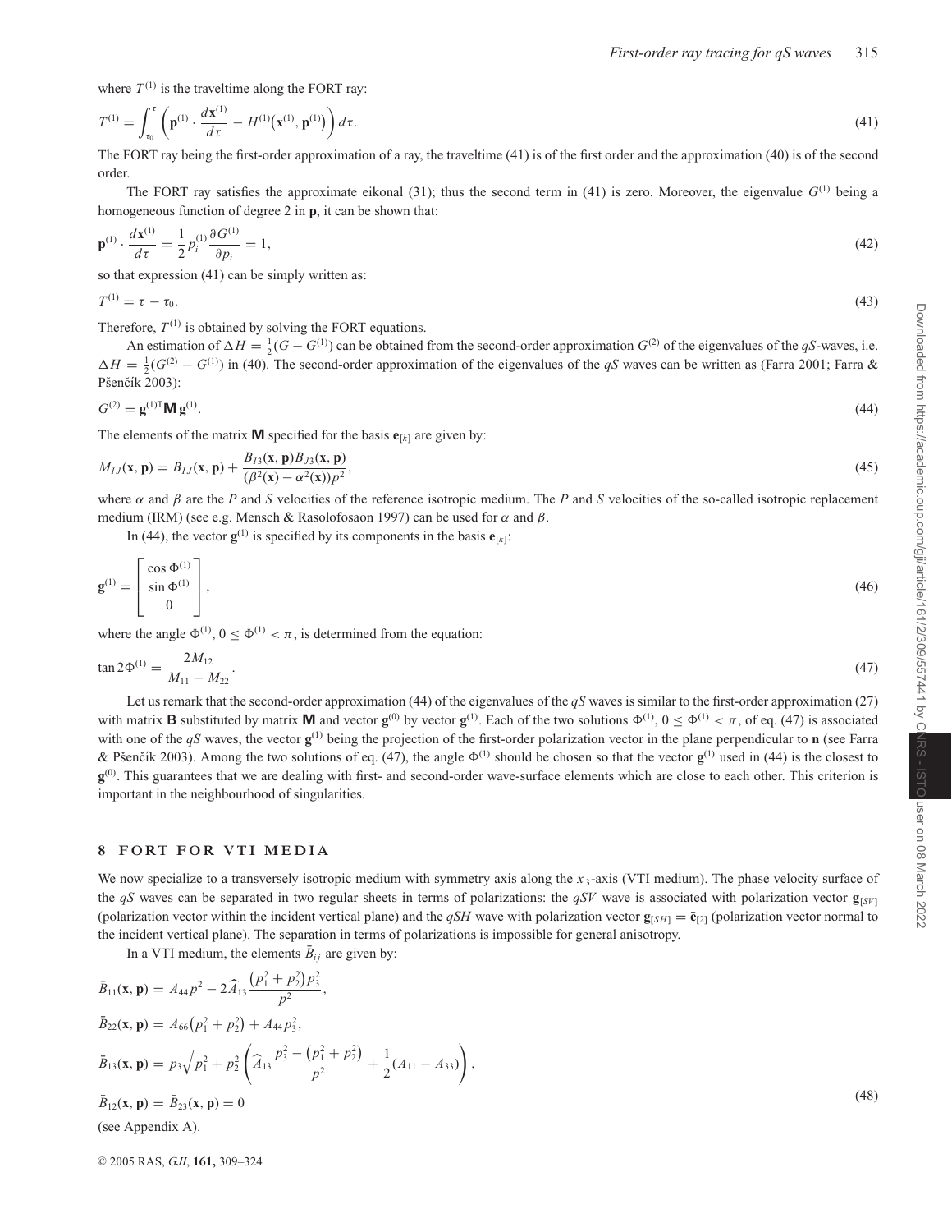where $T^{(1)}$ is the traveltime along the FORT ray:

$$T^{(1)} = \int_{\tau_0}^{\tau} \left( \mathbf{p}^{(1)} \cdot \frac{d\mathbf{x}^{(1)}}{d\tau} - H^{(1)}\left(\mathbf{x}^{(1)}, \mathbf{p}^{(1)}\right) \right) d\tau. \tag{41}$$

The FORT ray being the first-order approximation of a ray, the traveltime (41) is of the first order and the approximation (40) is of the second order.

The FORT ray satisfies the approximate eikonal (31); thus the second term in (41) is zero. Moreover, the eigenvalue $G^{(1)}$ being a homogeneous function of degree 2 in $\mathbf{p}$, it can be shown that:

$$\mathbf{p}^{(1)} \cdot \frac{d\mathbf{x}^{(1)}}{d\tau} = \frac{1}{2} p_i^{(1)} \frac{\partial G^{(1)}}{\partial p_i} = 1, \tag{42}$$

so that expression (41) can be simply written as:

$$T^{(1)} = \tau - \tau_0. \tag{43}$$

Therefore, $T^{(1)}$ is obtained by solving the FORT equations.

An estimation of $\Delta H = \frac{1}{2}(G - G^{(1)})$ can be obtained from the second-order approximation $G^{(2)}$ of the eigenvalues of the *qS*-waves, i.e. $\Delta H = \frac{1}{2}(G^{(2)} - G^{(1)})$ in (40). The second-order approximation of the eigenvalues of the *qS* waves can be written as (Farra 2001; Farra & Pšenčík 2003):

$$G^{(2)} = \mathbf{g}^{(1)\mathrm{T}} \mathbf{M}\, \mathbf{g}^{(1)}. \tag{44}$$

The elements of the matrix $\mathbf{M}$ specified for the basis $\mathbf{e}_{[k]}$ are given by:

$$M_{IJ}(\mathbf{x}, \mathbf{p}) = B_{IJ}(\mathbf{x}, \mathbf{p}) + \frac{B_{I3}(\mathbf{x}, \mathbf{p}) B_{J3}(\mathbf{x}, \mathbf{p})}{(\beta^2(\mathbf{x}) - \alpha^2(\mathbf{x})) p^2}, \tag{45}$$

where $\alpha$ and $\beta$ are the *P* and *S* velocities of the reference isotropic medium. The *P* and *S* velocities of the so-called isotropic replacement medium (IRM) (see e.g. Mensch & Rasolofosaon 1997) can be used for $\alpha$ and $\beta$.

In (44), the vector $\mathbf{g}^{(1)}$ is specified by its components in the basis $\mathbf{e}_{[k]}$:

$$\mathbf{g}^{(1)} = \begin{bmatrix} \cos \Phi^{(1)} \\ \sin \Phi^{(1)} \\ 0 \end{bmatrix}, \tag{46}$$

where the angle $\Phi^{(1)}$, $0 \le \Phi^{(1)} < \pi$, is determined from the equation:

$$\tan 2\Phi^{(1)} = \frac{2M_{12}}{M_{11} - M_{22}}. \tag{47}$$

Let us remark that the second-order approximation (44) of the eigenvalues of the *qS* waves is similar to the first-order approximation (27) with matrix $\mathbf{B}$ substituted by matrix $\mathbf{M}$ and vector $\mathbf{g}^{(0)}$ by vector $\mathbf{g}^{(1)}$. Each of the two solutions $\Phi^{(1)}$, $0 \le \Phi^{(1)} < \pi$, of eq. (47) is associated with one of the *qS* waves, the vector $\mathbf{g}^{(1)}$ being the projection of the first-order polarization vector in the plane perpendicular to $\mathbf{n}$ (see Farra & Pšenčík 2003). Among the two solutions of eq. (47), the angle $\Phi^{(1)}$ should be chosen so that the vector $\mathbf{g}^{(1)}$ used in (44) is the closest to $\mathbf{g}^{(0)}$. This guarantees that we are dealing with first- and second-order wave-surface elements which are close to each other. This criterion is important in the neighbourhood of singularities.

## 8 FORT FOR VTI MEDIA

We now specialize to a transversely isotropic medium with symmetry axis along the $x_3$-axis (VTI medium). The phase velocity surface of the *qS* waves can be separated in two regular sheets in terms of polarizations: the *qSV* wave is associated with polarization vector $\mathbf{g}_{[SV]}$ (polarization vector within the incident vertical plane) and the *qSH* wave with polarization vector $\mathbf{g}_{[SH]} = \bar{\mathbf{e}}_{[2]}$ (polarization vector normal to the incident vertical plane). The separation in terms of polarizations is impossible for general anisotropy.

In a VTI medium, the elements $\bar{B}_{ij}$ are given by:

$$\begin{aligned}
\bar{B}_{11}(\mathbf{x}, \mathbf{p}) &= A_{44} p^2 - 2\widehat{A}_{13} \frac{\left(p_1^2 + p_2^2\right) p_3^2}{p^2}, \\
\bar{B}_{22}(\mathbf{x}, \mathbf{p}) &= A_{66}\left(p_1^2 + p_2^2\right) + A_{44} p_3^2, \\
\bar{B}_{13}(\mathbf{x}, \mathbf{p}) &= p_3 \sqrt{p_1^2 + p_2^2} \left( \widehat{A}_{13} \frac{p_3^2 - \left(p_1^2 + p_2^2\right)}{p^2} + \frac{1}{2}(A_{11} - A_{33}) \right), \\
\bar{B}_{12}(\mathbf{x}, \mathbf{p}) &= \bar{B}_{23}(\mathbf{x}, \mathbf{p}) = 0
\end{aligned} \tag{48}$$

(see Appendix A).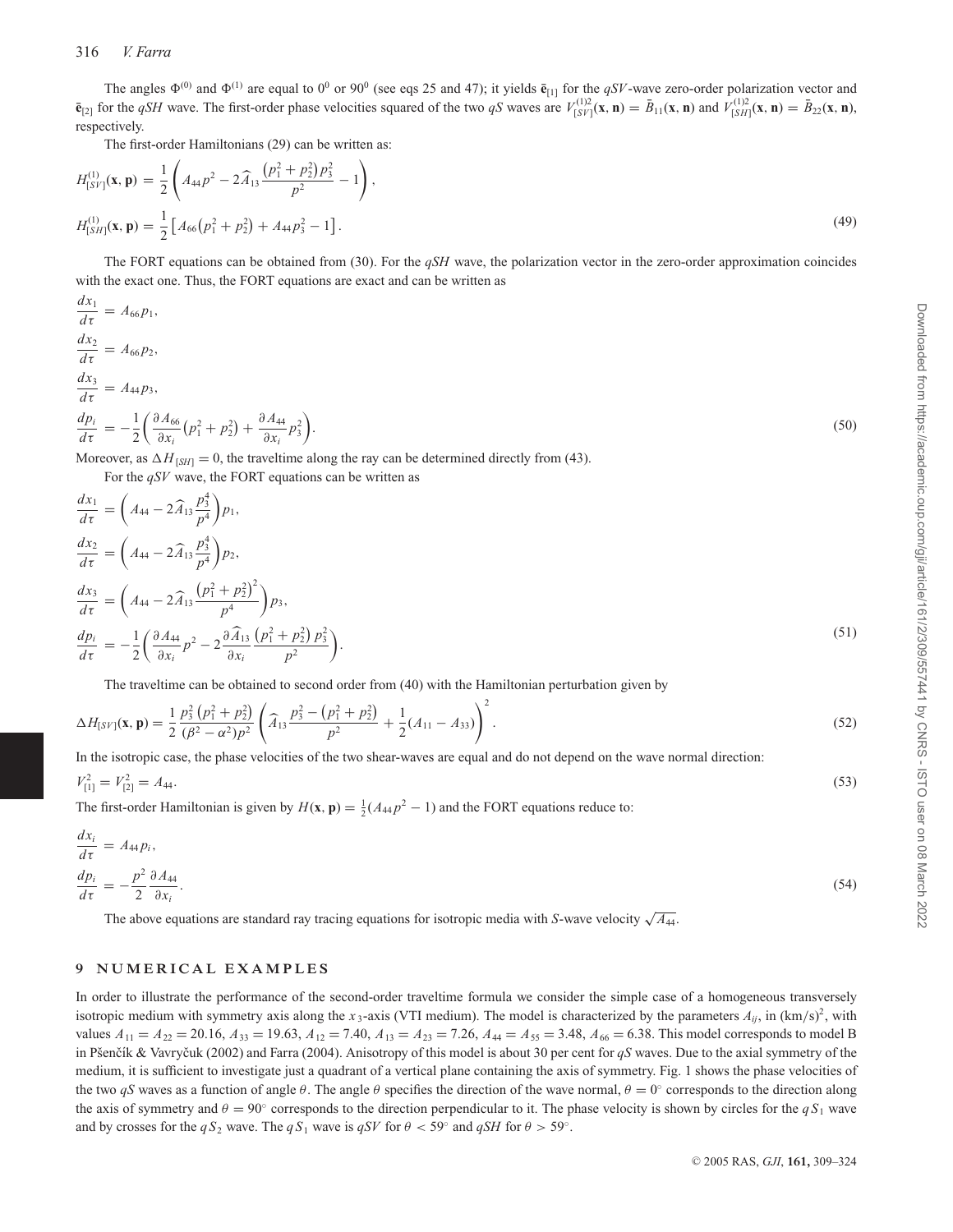The angles $\Phi^{(0)}$ and $\Phi^{(1)}$ are equal to $0^0$ or $90^0$ (see eqs 25 and 47); it yields $\bar{\mathbf{e}}_{[1]}$ for the $qSV$-wave zero-order polarization vector and $\bar{\mathbf{e}}_{[2]}$ for the $qSH$ wave. The first-order phase velocities squared of the two $qS$ waves are $V^{(1)2}_{[SV]}(\mathbf{x}, \mathbf{n}) = \bar{B}_{11}(\mathbf{x}, \mathbf{n})$ and $V^{(1)2}_{[SH]}(\mathbf{x}, \mathbf{n}) = \bar{B}_{22}(\mathbf{x}, \mathbf{n})$, respectively.

The first-order Hamiltonians (29) can be written as:

$$
\begin{aligned}
H^{(1)}_{[SV]}(\mathbf{x}, \mathbf{p}) &= \frac{1}{2}\left( A_{44} p^2 - 2\widehat{A}_{13} \frac{\left(p_1^2 + p_2^2\right) p_3^2}{p^2} - 1 \right), \\
H^{(1)}_{[SH]}(\mathbf{x}, \mathbf{p}) &= \frac{1}{2}\left[ A_{66}\left(p_1^2 + p_2^2\right) + A_{44} p_3^2 - 1 \right].
\end{aligned}
\tag{49}
$$

The FORT equations can be obtained from (30). For the $qSH$ wave, the polarization vector in the zero-order approximation coincides with the exact one. Thus, the FORT equations are exact and can be written as

$$
\begin{aligned}
\frac{dx_1}{d\tau} &= A_{66} p_1, \\
\frac{dx_2}{d\tau} &= A_{66} p_2, \\
\frac{dx_3}{d\tau} &= A_{44} p_3, \\
\frac{dp_i}{d\tau} &= -\frac{1}{2}\left( \frac{\partial A_{66}}{\partial x_i}\left(p_1^2 + p_2^2\right) + \frac{\partial A_{44}}{\partial x_i} p_3^2 \right).
\end{aligned}
\tag{50}
$$

Moreover, as $\Delta H_{[SH]} = 0$, the traveltime along the ray can be determined directly from (43).

For the $qSV$ wave, the FORT equations can be written as

$$
\begin{aligned}
\frac{dx_1}{d\tau} &= \left( A_{44} - 2\widehat{A}_{13} \frac{p_3^4}{p^4} \right) p_1, \\
\frac{dx_2}{d\tau} &= \left( A_{44} - 2\widehat{A}_{13} \frac{p_3^4}{p^4} \right) p_2, \\
\frac{dx_3}{d\tau} &= \left( A_{44} - 2\widehat{A}_{13} \frac{\left(p_1^2 + p_2^2\right)^2}{p^4} \right) p_3, \\
\frac{dp_i}{d\tau} &= -\frac{1}{2}\left( \frac{\partial A_{44}}{\partial x_i} p^2 - 2 \frac{\partial \widehat{A}_{13}}{\partial x_i} \frac{\left(p_1^2 + p_2^2\right) p_3^2}{p^2} \right).
\end{aligned}
\tag{51}
$$

The traveltime can be obtained to second order from (40) with the Hamiltonian perturbation given by

$$
\Delta H_{[SV]}(\mathbf{x}, \mathbf{p}) = \frac{1}{2} \frac{p_3^2\left(p_1^2 + p_2^2\right)}{\left(\beta^2 - \alpha^2\right) p^2} \left( \widehat{A}_{13} \frac{p_3^2 - \left(p_1^2 + p_2^2\right)}{p^2} + \frac{1}{2}\left(A_{11} - A_{33}\right) \right)^2 .
\tag{52}
$$

In the isotropic case, the phase velocities of the two shear-waves are equal and do not depend on the wave normal direction:

$$
V^2_{[1]} = V^2_{[2]} = A_{44}.
\tag{53}
$$

The first-order Hamiltonian is given by $H(\mathbf{x}, \mathbf{p}) = \frac{1}{2}(A_{44} p^2 - 1)$ and the FORT equations reduce to:

$$
\begin{aligned}
\frac{dx_i}{d\tau} &= A_{44} p_i, \\
\frac{dp_i}{d\tau} &= -\frac{p^2}{2} \frac{\partial A_{44}}{\partial x_i}.
\end{aligned}
\tag{54}
$$

The above equations are standard ray tracing equations for isotropic media with $S$-wave velocity $\sqrt{A_{44}}$.

## 9 NUMERICAL EXAMPLES

In order to illustrate the performance of the second-order traveltime formula we consider the simple case of a homogeneous transversely isotropic medium with symmetry axis along the $x_3$-axis (VTI medium). The model is characterized by the parameters $A_{ij}$, in $(\mathrm{km/s})^2$, with values $A_{11} = A_{22} = 20.16$, $A_{33} = 19.63$, $A_{12} = 7.40$, $A_{13} = A_{23} = 7.26$, $A_{44} = A_{55} = 3.48$, $A_{66} = 6.38$. This model corresponds to model B in Pšenčík & Vavryčuk (2002) and Farra (2004). Anisotropy of this model is about 30 per cent for $qS$ waves. Due to the axial symmetry of the medium, it is sufficient to investigate just a quadrant of a vertical plane containing the axis of symmetry. Fig. 1 shows the phase velocities of the two $qS$ waves as a function of angle $\theta$. The angle $\theta$ specifies the direction of the wave normal, $\theta = 0^\circ$ corresponds to the direction along the axis of symmetry and $\theta = 90^\circ$ corresponds to the direction perpendicular to it. The phase velocity is shown by circles for the $qS_1$ wave and by crosses for the $qS_2$ wave. The $qS_1$ wave is $qSV$ for $\theta < 59^\circ$ and $qSH$ for $\theta > 59^\circ$.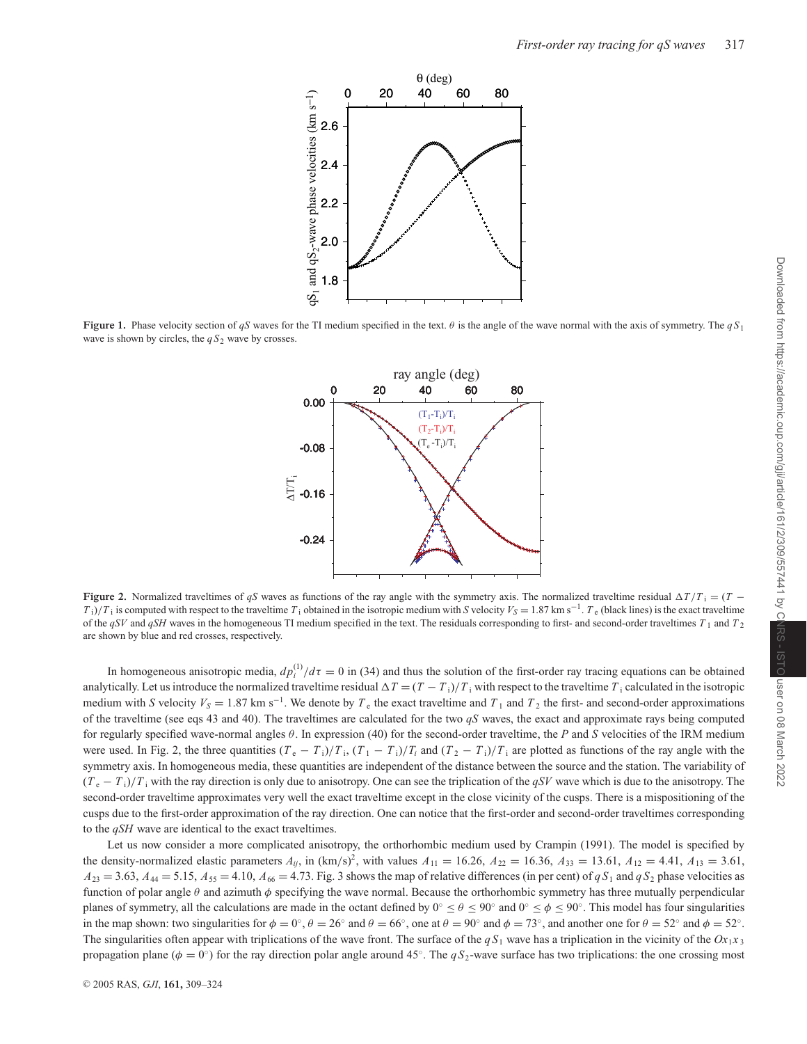**Figure 1.** Phase velocity section of $qS$ waves for the TI medium specified in the text. $\theta$ is the angle of the wave normal with the axis of symmetry. The $qS_1$ wave is shown by circles, the $qS_2$ wave by crosses.

**Figure 2.** Normalized traveltimes of $qS$ waves as functions of the ray angle with the symmetry axis. The normalized traveltime residual $\Delta T/T_{\mathrm{i}} = (T - T_{\mathrm{i}})/T_{\mathrm{i}}$ is computed with respect to the traveltime $T_{\mathrm{i}}$ obtained in the isotropic medium with $S$ velocity $V_S = 1.87$ km s$^{-1}$. $T_{\mathrm{e}}$ (black lines) is the exact traveltime of the $qSV$ and $qSH$ waves in the homogeneous TI medium specified in the text. The residuals corresponding to first- and second-order traveltimes $T_1$ and $T_2$ are shown by blue and red crosses, respectively.

In homogeneous anisotropic media, $dp_i^{(1)}/d\tau = 0$ in (34) and thus the solution of the first-order ray tracing equations can be obtained analytically. Let us introduce the normalized traveltime residual $\Delta T = (T - T_{\mathrm{i}})/T_{\mathrm{i}}$ with respect to the traveltime $T_{\mathrm{i}}$ calculated in the isotropic medium with $S$ velocity $V_S = 1.87$ km s$^{-1}$. We denote by $T_{\mathrm{e}}$ the exact traveltime and $T_1$ and $T_2$ the first- and second-order approximations of the traveltime (see eqs 43 and 40). The traveltimes are calculated for the two $qS$ waves, the exact and approximate rays being computed for regularly specified wave-normal angles $\theta$. In expression (40) for the second-order traveltime, the $P$ and $S$ velocities of the IRM medium were used. In Fig. 2, the three quantities $(T_{\mathrm{e}} - T_{\mathrm{i}})/T_{\mathrm{i}}$, $(T_1 - T_{\mathrm{i}})/T_i$ and $(T_2 - T_{\mathrm{i}})/T_{\mathrm{i}}$ are plotted as functions of the ray angle with the symmetry axis. In homogeneous media, these quantities are independent of the distance between the source and the station. The variability of $(T_{\mathrm{e}} - T_{\mathrm{i}})/T_{\mathrm{i}}$ with the ray direction is only due to anisotropy. One can see the triplication of the $qSV$ wave which is due to the anisotropy. The second-order traveltime approximates very well the exact traveltime except in the close vicinity of the cusps. There is a mispositioning of the cusps due to the first-order approximation of the ray direction. One can notice that the first-order and second-order traveltimes corresponding to the $qSH$ wave are identical to the exact traveltimes.

Let us now consider a more complicated anisotropy, the orthorhombic medium used by Crampin (1991). The model is specified by the density-normalized elastic parameters $A_{ij}$, in (km/s)$^2$, with values $A_{11} = 16.26$, $A_{22} = 16.36$, $A_{33} = 13.61$, $A_{12} = 4.41$, $A_{13} = 3.61$, $A_{23} = 3.63$, $A_{44} = 5.15$, $A_{55} = 4.10$, $A_{66} = 4.73$. Fig. 3 shows the map of relative differences (in per cent) of $qS_1$ and $qS_2$ phase velocities as function of polar angle $\theta$ and azimuth $\phi$ specifying the wave normal. Because the orthorhombic symmetry has three mutually perpendicular planes of symmetry, all the calculations are made in the octant defined by $0^\circ \leq \theta \leq 90^\circ$ and $0^\circ \leq \phi \leq 90^\circ$. This model has four singularities in the map shown: two singularities for $\phi = 0^\circ$, $\theta = 26^\circ$ and $\theta = 66^\circ$, one at $\theta = 90^\circ$ and $\phi = 73^\circ$, and another one for $\theta = 52^\circ$ and $\phi = 52^\circ$. The singularities often appear with triplications of the wave front. The surface of the $qS_1$ wave has a triplication in the vicinity of the $Ox_1x_3$ propagation plane ($\phi = 0^\circ$) for the ray direction polar angle around 45°. The $qS_2$-wave surface has two triplications: the one crossing most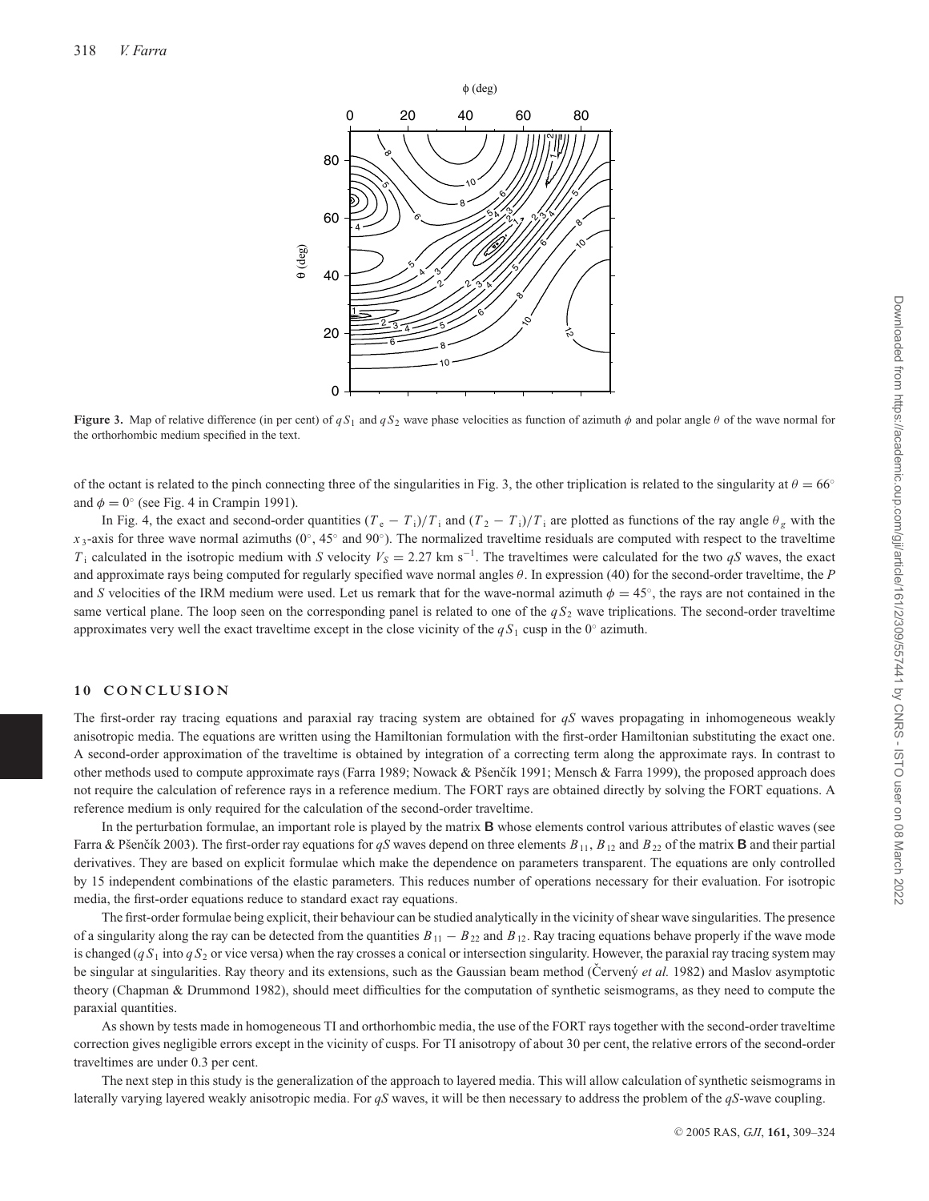**Figure 3.** Map of relative difference (in per cent) of $qS_1$ and $qS_2$ wave phase velocities as function of azimuth $\phi$ and polar angle $\theta$ of the wave normal for the orthorhombic medium specified in the text.

of the octant is related to the pinch connecting three of the singularities in Fig. 3, the other triplication is related to the singularity at $\theta = 66°$ and $\phi = 0°$ (see Fig. 4 in Crampin 1991).

In Fig. 4, the exact and second-order quantities $(T_e - T_i)/T_i$ and $(T_2 - T_i)/T_i$ are plotted as functions of the ray angle $\theta_g$ with the $x_3$-axis for three wave normal azimuths (0°, 45° and 90°). The normalized traveltime residuals are computed with respect to the traveltime $T_i$ calculated in the isotropic medium with *S* velocity $V_S = 2.27$ km s$^{-1}$. The traveltimes were calculated for the two *qS* waves, the exact and approximate rays being computed for regularly specified wave normal angles $\theta$. In expression (40) for the second-order traveltime, the *P* and *S* velocities of the IRM medium were used. Let us remark that for the wave-normal azimuth $\phi = 45°$, the rays are not contained in the same vertical plane. The loop seen on the corresponding panel is related to one of the $qS_2$ wave triplications. The second-order traveltime approximates very well the exact traveltime except in the close vicinity of the $qS_1$ cusp in the 0° azimuth.

## 10 CONCLUSION

The first-order ray tracing equations and paraxial ray tracing system are obtained for *qS* waves propagating in inhomogeneous weakly anisotropic media. The equations are written using the Hamiltonian formulation with the first-order Hamiltonian substituting the exact one. A second-order approximation of the traveltime is obtained by integration of a correcting term along the approximate rays. In contrast to other methods used to compute approximate rays (Farra 1989; Nowack & Pšenčík 1991; Mensch & Farra 1999), the proposed approach does not require the calculation of reference rays in a reference medium. The FORT rays are obtained directly by solving the FORT equations. A reference medium is only required for the calculation of the second-order traveltime.

In the perturbation formulae, an important role is played by the matrix **B** whose elements control various attributes of elastic waves (see Farra & Pšenčík 2003). The first-order ray equations for *qS* waves depend on three elements $B_{11}$, $B_{12}$ and $B_{22}$ of the matrix **B** and their partial derivatives. They are based on explicit formulae which make the dependence on parameters transparent. The equations are only controlled by 15 independent combinations of the elastic parameters. This reduces number of operations necessary for their evaluation. For isotropic media, the first-order equations reduce to standard exact ray equations.

The first-order formulae being explicit, their behaviour can be studied analytically in the vicinity of shear wave singularities. The presence of a singularity along the ray can be detected from the quantities $B_{11} - B_{22}$ and $B_{12}$. Ray tracing equations behave properly if the wave mode is changed ($qS_1$ into $qS_2$ or vice versa) when the ray crosses a conical or intersection singularity. However, the paraxial ray tracing system may be singular at singularities. Ray theory and its extensions, such as the Gaussian beam method (Červený *et al.* 1982) and Maslov asymptotic theory (Chapman & Drummond 1982), should meet difficulties for the computation of synthetic seismograms, as they need to compute the paraxial quantities.

As shown by tests made in homogeneous TI and orthorhombic media, the use of the FORT rays together with the second-order traveltime correction gives negligible errors except in the vicinity of cusps. For TI anisotropy of about 30 per cent, the relative errors of the second-order traveltimes are under 0.3 per cent.

The next step in this study is the generalization of the approach to layered media. This will allow calculation of synthetic seismograms in laterally varying layered weakly anisotropic media. For *qS* waves, it will be then necessary to address the problem of the *qS*-wave coupling.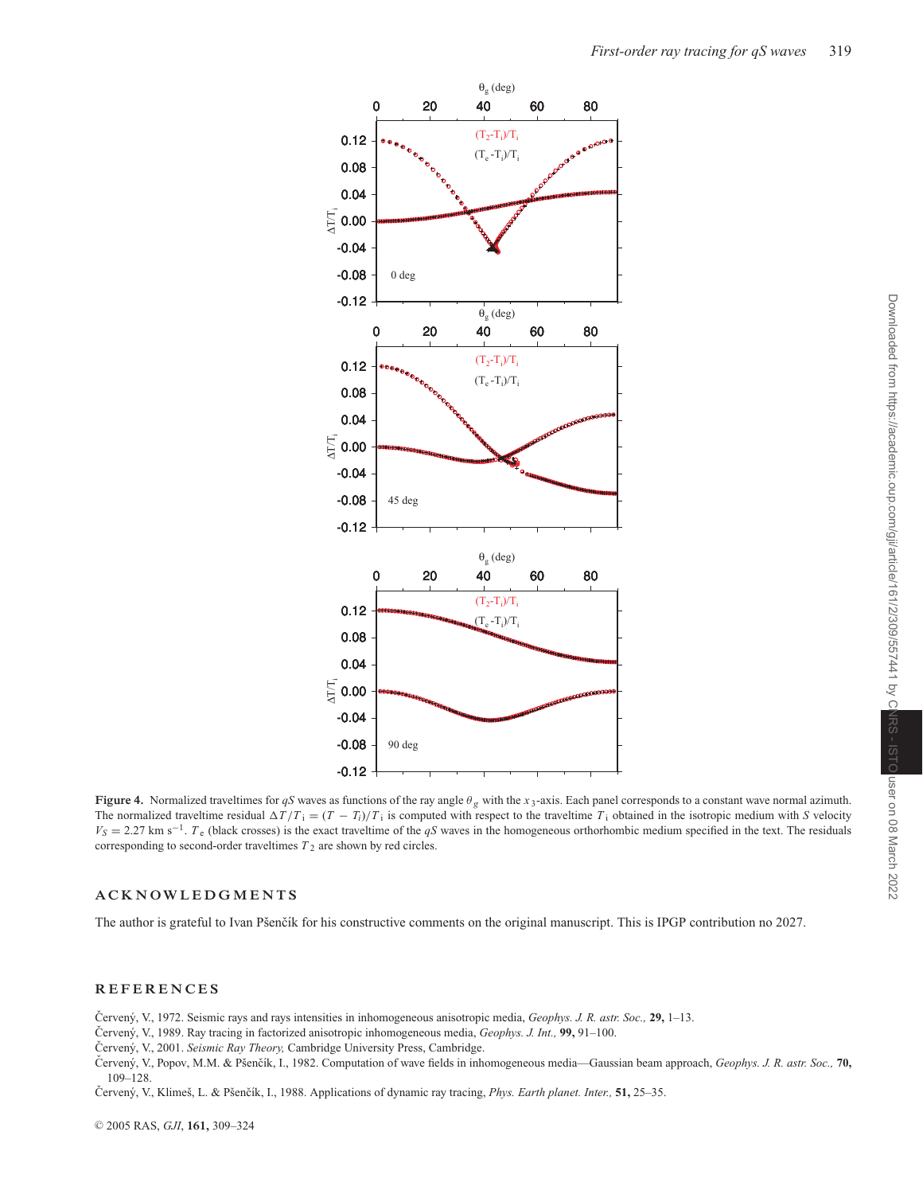**Figure 4.** Normalized traveltimes for $qS$ waves as functions of the ray angle $\theta_g$ with the $x_3$-axis. Each panel corresponds to a constant wave normal azimuth. The normalized traveltime residual $\Delta T/T_{\mathrm{i}} = (T - T_{\mathrm{i}})/T_{\mathrm{i}}$ is computed with respect to the traveltime $T_{\mathrm{i}}$ obtained in the isotropic medium with $S$ velocity $V_S = 2.27$ km s$^{-1}$. $T_{\mathrm{e}}$ (black crosses) is the exact traveltime of the $qS$ waves in the homogeneous orthorhombic medium specified in the text. The residuals corresponding to second-order traveltimes $T_2$ are shown by red circles.

## ACKNOWLEDGMENTS

The author is grateful to Ivan Pšenčík for his constructive comments on the original manuscript. This is IPGP contribution no 2027.

## REFERENCES

Červený, V., 1972. Seismic rays and rays intensities in inhomogeneous anisotropic media, *Geophys. J. R. astr. Soc.,* **29,** 1–13.

Červený, V., 1989. Ray tracing in factorized anisotropic inhomogeneous media, *Geophys. J. Int.,* **99,** 91–100.

Červený, V., 2001. *Seismic Ray Theory,* Cambridge University Press, Cambridge.

Červený, V., Popov, M.M. & Pšenčík, I., 1982. Computation of wave fields in inhomogeneous media—Gaussian beam approach, *Geophys. J. R. astr. Soc.,* **70,** 109–128.

Červený, V., Klimeš, L. & Pšenčík, I., 1988. Applications of dynamic ray tracing, *Phys. Earth planet. Inter.,* **51,** 25–35.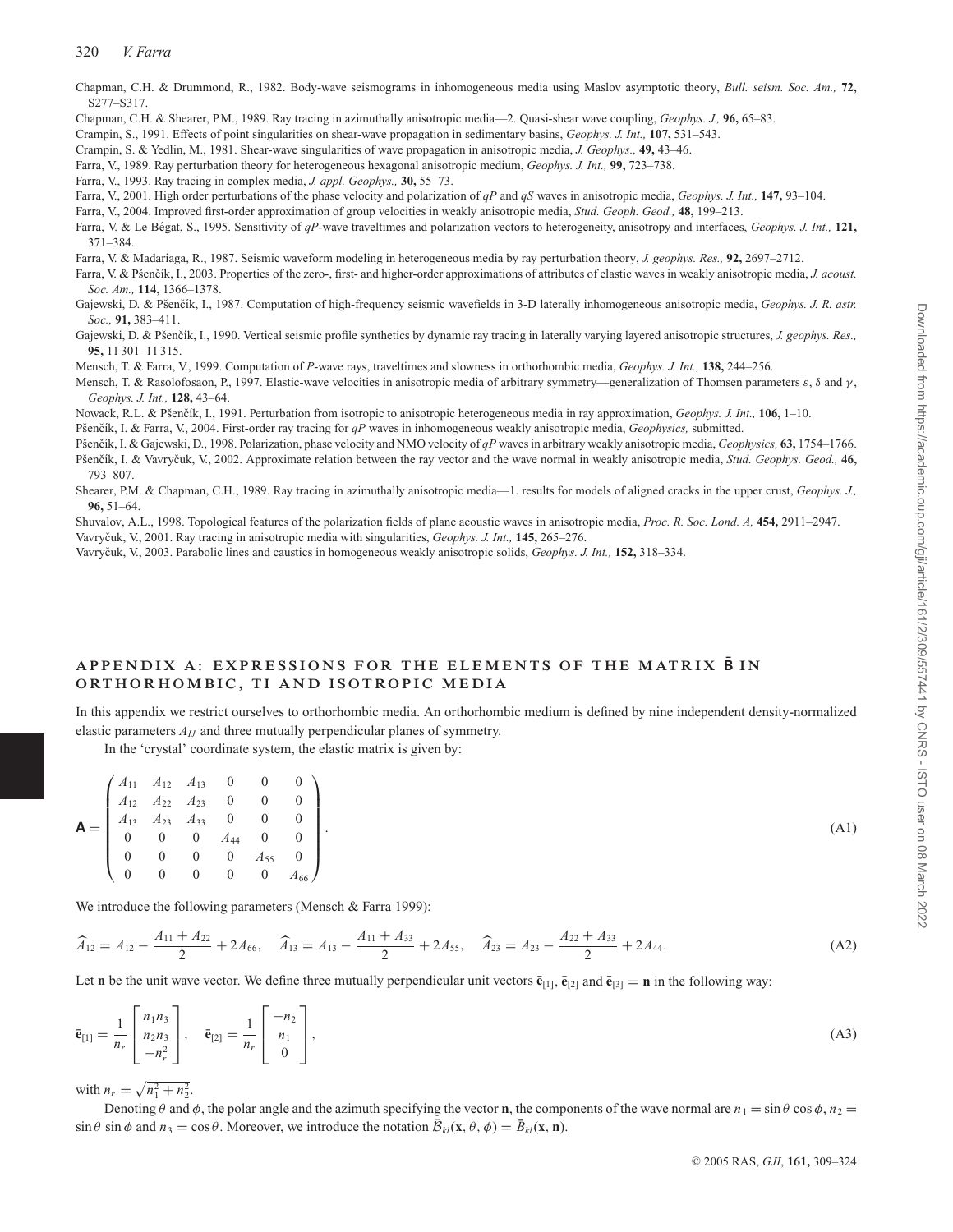Chapman, C.H. & Drummond, R., 1982. Body-wave seismograms in inhomogeneous media using Maslov asymptotic theory, *Bull. seism. Soc. Am.,* **72,** S277–S317.

Chapman, C.H. & Shearer, P.M., 1989. Ray tracing in azimuthally anisotropic media—2. Quasi-shear wave coupling, *Geophys. J.,* **96,** 65–83.

Crampin, S., 1991. Effects of point singularities on shear-wave propagation in sedimentary basins, *Geophys. J. Int.,* **107,** 531–543.

Crampin, S. & Yedlin, M., 1981. Shear-wave singularities of wave propagation in anisotropic media, *J. Geophys.,* **49,** 43–46.

Farra, V., 1989. Ray perturbation theory for heterogeneous hexagonal anisotropic medium, *Geophys. J. Int.,* **99,** 723–738.

Farra, V., 1993. Ray tracing in complex media, *J. appl. Geophys.,* **30,** 55–73.

Farra, V., 2001. High order perturbations of the phase velocity and polarization of *qP* and *qS* waves in anisotropic media, *Geophys. J. Int.,* **147,** 93–104.

Farra, V., 2004. Improved first-order approximation of group velocities in weakly anisotropic media, *Stud. Geoph. Geod.,* **48,** 199–213.

Farra, V. & Le Bégat, S., 1995. Sensitivity of *qP*-wave traveltimes and polarization vectors to heterogeneity, anisotropy and interfaces, *Geophys. J. Int.,* **121,** 371–384.

Farra, V. & Madariaga, R., 1987. Seismic waveform modeling in heterogeneous media by ray perturbation theory, *J. geophys. Res.,* **92,** 2697–2712.

Farra, V. & Pšenčík, I., 2003. Properties of the zero-, first- and higher-order approximations of attributes of elastic waves in weakly anisotropic media, *J. acoust. Soc. Am.,* **114,** 1366–1378.

Gajewski, D. & Pšenčík, I., 1987. Computation of high-frequency seismic wavefields in 3-D laterally inhomogeneous anisotropic media, *Geophys. J. R. astr. Soc.,* **91,** 383–411.

Gajewski, D. & Pšenčík, I., 1990. Vertical seismic profile synthetics by dynamic ray tracing in laterally varying layered anisotropic structures, *J. geophys. Res.,* **95,** 11 301–11 315.

Mensch, T. & Farra, V., 1999. Computation of *P*-wave rays, traveltimes and slowness in orthorhombic media, *Geophys. J. Int.,* **138,** 244–256.

Mensch, T. & Rasolofosaon, P., 1997. Elastic-wave velocities in anisotropic media of arbitrary symmetry—generalization of Thomsen parameters $\varepsilon$, $\delta$ and $\gamma$, *Geophys. J. Int.,* **128,** 43–64.

Nowack, R.L. & Pšenčík, I., 1991. Perturbation from isotropic to anisotropic heterogeneous media in ray approximation, *Geophys. J. Int.,* **106,** 1–10.

Pšenčík, I. & Farra, V., 2004. First-order ray tracing for *qP* waves in inhomogeneous weakly anisotropic media, *Geophysics,* submitted.

Pšenčík, I. & Gajewski, D., 1998. Polarization, phase velocity and NMO velocity of *qP* waves in arbitrary weakly anisotropic media, *Geophysics,* **63,** 1754–1766.

Pšenčík, I. & Vavryčuk, V., 2002. Approximate relation between the ray vector and the wave normal in weakly anisotropic media, *Stud. Geophys. Geod.,* **46,** 793–807.

Shearer, P.M. & Chapman, C.H., 1989. Ray tracing in azimuthally anisotropic media—1. results for models of aligned cracks in the upper crust, *Geophys. J.,* **96,** 51–64.

Shuvalov, A.L., 1998. Topological features of the polarization fields of plane acoustic waves in anisotropic media, *Proc. R. Soc. Lond. A,* **454,** 2911–2947.

Vavryčuk, V., 2001. Ray tracing in anisotropic media with singularities, *Geophys. J. Int.,* **145,** 265–276.

Vavryčuk, V., 2003. Parabolic lines and caustics in homogeneous weakly anisotropic solids, *Geophys. J. Int.,* **152,** 318–334.

## APPENDIX A: EXPRESSIONS FOR THE ELEMENTS OF THE MATRIX $\bar{\mathbf{B}}$ IN ORTHORHOMBIC, TI AND ISOTROPIC MEDIA

In this appendix we restrict ourselves to orthorhombic media. An orthorhombic medium is defined by nine independent density-normalized elastic parameters $A_{IJ}$ and three mutually perpendicular planes of symmetry.

In the 'crystal' coordinate system, the elastic matrix is given by:

$$\mathbf{A} = \begin{pmatrix} A_{11} & A_{12} & A_{13} & 0 & 0 & 0 \\ A_{12} & A_{22} & A_{23} & 0 & 0 & 0 \\ A_{13} & A_{23} & A_{33} & 0 & 0 & 0 \\ 0 & 0 & 0 & A_{44} & 0 & 0 \\ 0 & 0 & 0 & 0 & A_{55} & 0 \\ 0 & 0 & 0 & 0 & 0 & A_{66} \end{pmatrix}. \tag{A1}$$

We introduce the following parameters (Mensch & Farra 1999):

$$\widehat{A}_{12} = A_{12} - \frac{A_{11} + A_{22}}{2} + 2A_{66}, \quad \widehat{A}_{13} = A_{13} - \frac{A_{11} + A_{33}}{2} + 2A_{55}, \quad \widehat{A}_{23} = A_{23} - \frac{A_{22} + A_{33}}{2} + 2A_{44}. \tag{A2}$$

Let $\mathbf{n}$ be the unit wave vector. We define three mutually perpendicular unit vectors $\bar{\mathbf{e}}_{[1]}$, $\bar{\mathbf{e}}_{[2]}$ and $\bar{\mathbf{e}}_{[3]} = \mathbf{n}$ in the following way:

$$\bar{\mathbf{e}}_{[1]} = \frac{1}{n_r} \begin{bmatrix} n_1 n_3 \\ n_2 n_3 \\ -n_r^2 \end{bmatrix}, \quad \bar{\mathbf{e}}_{[2]} = \frac{1}{n_r} \begin{bmatrix} -n_2 \\ n_1 \\ 0 \end{bmatrix}, \tag{A3}$$

with $n_r = \sqrt{n_1^2 + n_2^2}$.

Denoting $\theta$ and $\phi$, the polar angle and the azimuth specifying the vector $\mathbf{n}$, the components of the wave normal are $n_1 = \sin\theta\cos\phi$, $n_2 = \sin\theta\sin\phi$ and $n_3 = \cos\theta$. Moreover, we introduce the notation $\bar{\mathcal{B}}_{kl}(\mathbf{x}, \theta, \phi) = \bar{B}_{kl}(\mathbf{x}, \mathbf{n})$.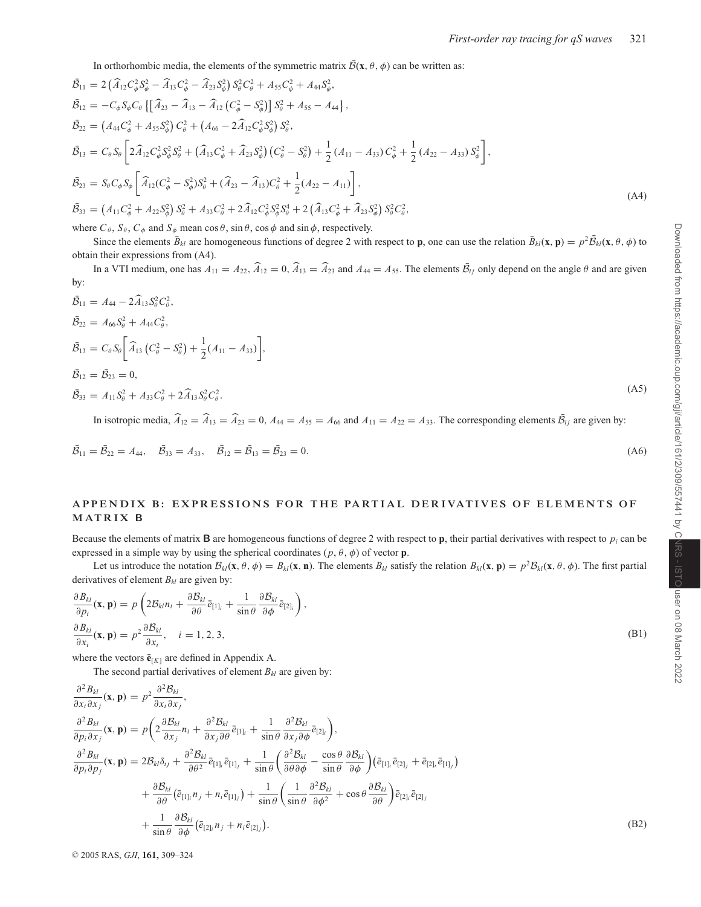In orthorhombic media, the elements of the symmetric matrix $\bar{\mathcal{B}}(\mathbf{x}, \theta, \phi)$ can be written as:

$$
\begin{aligned}
\bar{\mathcal{B}}_{11} &= 2\left(\widehat{A}_{12}C_\phi^2 S_\phi^2 - \widehat{A}_{13}C_\phi^2 - \widehat{A}_{23}S_\phi^2\right)S_\theta^2 C_\theta^2 + A_{55}C_\phi^2 + A_{44}S_\phi^2,\\
\bar{\mathcal{B}}_{12} &= -C_\phi S_\phi C_\theta\left\{\left[\widehat{A}_{23} - \widehat{A}_{13} - \widehat{A}_{12}\left(C_\phi^2 - S_\phi^2\right)\right]S_\theta^2 + A_{55} - A_{44}\right\},\\
\bar{\mathcal{B}}_{22} &= \left(A_{44}C_\phi^2 + A_{55}S_\phi^2\right)C_\theta^2 + \left(A_{66} - 2\widehat{A}_{12}C_\phi^2 S_\phi^2\right)S_\theta^2,\\
\bar{\mathcal{B}}_{13} &= C_\theta S_\theta\left[2\widehat{A}_{12}C_\phi^2 S_\phi^2 S_\theta^2 + \left(\widehat{A}_{13}C_\phi^2 + \widehat{A}_{23}S_\phi^2\right)\left(C_\theta^2 - S_\theta^2\right) + \frac{1}{2}\left(A_{11} - A_{33}\right)C_\phi^2 + \frac{1}{2}\left(A_{22} - A_{33}\right)S_\phi^2\right],\\
\bar{\mathcal{B}}_{23} &= S_\theta C_\phi S_\phi\left[\widehat{A}_{12}(C_\phi^2 - S_\phi^2)S_\theta^2 + (\widehat{A}_{23} - \widehat{A}_{13})C_\theta^2 + \frac{1}{2}(A_{22} - A_{11})\right],\\
\bar{\mathcal{B}}_{33} &= \left(A_{11}C_\phi^2 + A_{22}S_\phi^2\right)S_\theta^2 + A_{33}C_\theta^2 + 2\widehat{A}_{12}C_\phi^2 S_\phi^2 S_\theta^4 + 2\left(\widehat{A}_{13}C_\phi^2 + \widehat{A}_{23}S_\phi^2\right)S_\theta^2 C_\theta^2,
\end{aligned}
\tag{A4}
$$

where $C_\theta$, $S_\theta$, $C_\phi$ and $S_\phi$ mean $\cos\theta$, $\sin\theta$, $\cos\phi$ and $\sin\phi$, respectively.

Since the elements $\bar{B}_{kl}$ are homogeneous functions of degree 2 with respect to $\mathbf{p}$, one can use the relation $\bar{B}_{kl}(\mathbf{x}, \mathbf{p}) = p^2\bar{\mathcal{B}}_{kl}(\mathbf{x}, \theta, \phi)$ to obtain their expressions from (A4).

In a VTI medium, one has $A_{11} = A_{22}$, $\widehat{A}_{12} = 0$, $\widehat{A}_{13} = \widehat{A}_{23}$ and $A_{44} = A_{55}$. The elements $\bar{\mathcal{B}}_{ij}$ only depend on the angle $\theta$ and are given by:

$$
\begin{aligned}
\bar{\mathcal{B}}_{11} &= A_{44} - 2\widehat{A}_{13}S_\theta^2 C_\theta^2,\\
\bar{\mathcal{B}}_{22} &= A_{66}S_\theta^2 + A_{44}C_\theta^2,\\
\bar{\mathcal{B}}_{13} &= C_\theta S_\theta\left[\widehat{A}_{13}\left(C_\theta^2 - S_\theta^2\right) + \frac{1}{2}(A_{11} - A_{33})\right],\\
\bar{\mathcal{B}}_{12} &= \bar{\mathcal{B}}_{23} = 0,\\
\bar{\mathcal{B}}_{33} &= A_{11}S_\theta^2 + A_{33}C_\theta^2 + 2\widehat{A}_{13}S_\theta^2 C_\theta^2.
\end{aligned}
\tag{A5}
$$

In isotropic media, $\widehat{A}_{12} = \widehat{A}_{13} = \widehat{A}_{23} = 0$, $A_{44} = A_{55} = A_{66}$ and $A_{11} = A_{22} = A_{33}$. The corresponding elements $\bar{\mathcal{B}}_{ij}$ are given by:

$$
\bar{\mathcal{B}}_{11} = \bar{\mathcal{B}}_{22} = A_{44}, \quad \bar{\mathcal{B}}_{33} = A_{33}, \quad \bar{\mathcal{B}}_{12} = \bar{\mathcal{B}}_{13} = \bar{\mathcal{B}}_{23} = 0. \tag{A6}
$$

## APPENDIX B: EXPRESSIONS FOR THE PARTIAL DERIVATIVES OF ELEMENTS OF MATRIX B

Because the elements of matrix $\mathbf{B}$ are homogeneous functions of degree 2 with respect to $\mathbf{p}$, their partial derivatives with respect to $p_i$ can be expressed in a simple way by using the spherical coordinates $(p, \theta, \phi)$ of vector $\mathbf{p}$.

Let us introduce the notation $\mathcal{B}_{kl}(\mathbf{x}, \theta, \phi) = B_{kl}(\mathbf{x}, \mathbf{n})$. The elements $B_{kl}$ satisfy the relation $B_{kl}(\mathbf{x}, \mathbf{p}) = p^2\mathcal{B}_{kl}(\mathbf{x}, \theta, \phi)$. The first partial derivatives of element $B_{kl}$ are given by:

$$
\begin{aligned}
\frac{\partial B_{kl}}{\partial p_i}(\mathbf{x}, \mathbf{p}) &= p\left(2\mathcal{B}_{kl}n_i + \frac{\partial\mathcal{B}_{kl}}{\partial\theta}\bar{e}_{[1]_i} + \frac{1}{\sin\theta}\frac{\partial\mathcal{B}_{kl}}{\partial\phi}\bar{e}_{[2]_i}\right),\\
\frac{\partial B_{kl}}{\partial x_i}(\mathbf{x}, \mathbf{p}) &= p^2\frac{\partial\mathcal{B}_{kl}}{\partial x_i}, \quad i = 1, 2, 3,
\end{aligned}
\tag{B1}
$$

where the vectors $\bar{\mathbf{e}}_{[K]}$ are defined in Appendix A.

The second partial derivatives of element $B_{kl}$ are given by:

$$
\begin{aligned}
\frac{\partial^2 B_{kl}}{\partial x_i\partial x_j}(\mathbf{x}, \mathbf{p}) &= p^2\frac{\partial^2\mathcal{B}_{kl}}{\partial x_i\partial x_j},\\
\frac{\partial^2 B_{kl}}{\partial p_i\partial x_j}(\mathbf{x}, \mathbf{p}) &= p\left(2\frac{\partial\mathcal{B}_{kl}}{\partial x_j}n_i + \frac{\partial^2\mathcal{B}_{kl}}{\partial x_j\partial\theta}\bar{e}_{[1]_i} + \frac{1}{\sin\theta}\frac{\partial^2\mathcal{B}_{kl}}{\partial x_j\partial\phi}\bar{e}_{[2]_i}\right),\\
\frac{\partial^2 B_{kl}}{\partial p_i\partial p_j}(\mathbf{x}, \mathbf{p}) &= 2\mathcal{B}_{kl}\delta_{ij} + \frac{\partial^2\mathcal{B}_{kl}}{\partial\theta^2}\bar{e}_{[1]_i}\bar{e}_{[1]_j} + \frac{1}{\sin\theta}\left(\frac{\partial^2\mathcal{B}_{kl}}{\partial\theta\partial\phi} - \frac{\cos\theta}{\sin\theta}\frac{\partial\mathcal{B}_{kl}}{\partial\phi}\right)\left(\bar{e}_{[1]_i}\bar{e}_{[2]_j} + \bar{e}_{[2]_i}\bar{e}_{[1]_j}\right)\\
&\quad + \frac{\partial\mathcal{B}_{kl}}{\partial\theta}\left(\bar{e}_{[1]_i}n_j + n_i\bar{e}_{[1]_j}\right) + \frac{1}{\sin\theta}\left(\frac{1}{\sin\theta}\frac{\partial^2\mathcal{B}_{kl}}{\partial\phi^2} + \cos\theta\frac{\partial\mathcal{B}_{kl}}{\partial\theta}\right)\bar{e}_{[2]_i}\bar{e}_{[2]_j}\\
&\quad + \frac{1}{\sin\theta}\frac{\partial\mathcal{B}_{kl}}{\partial\phi}\left(\bar{e}_{[2]_i}n_j + n_i\bar{e}_{[2]_j}\right).
\end{aligned}
\tag{B2}
$$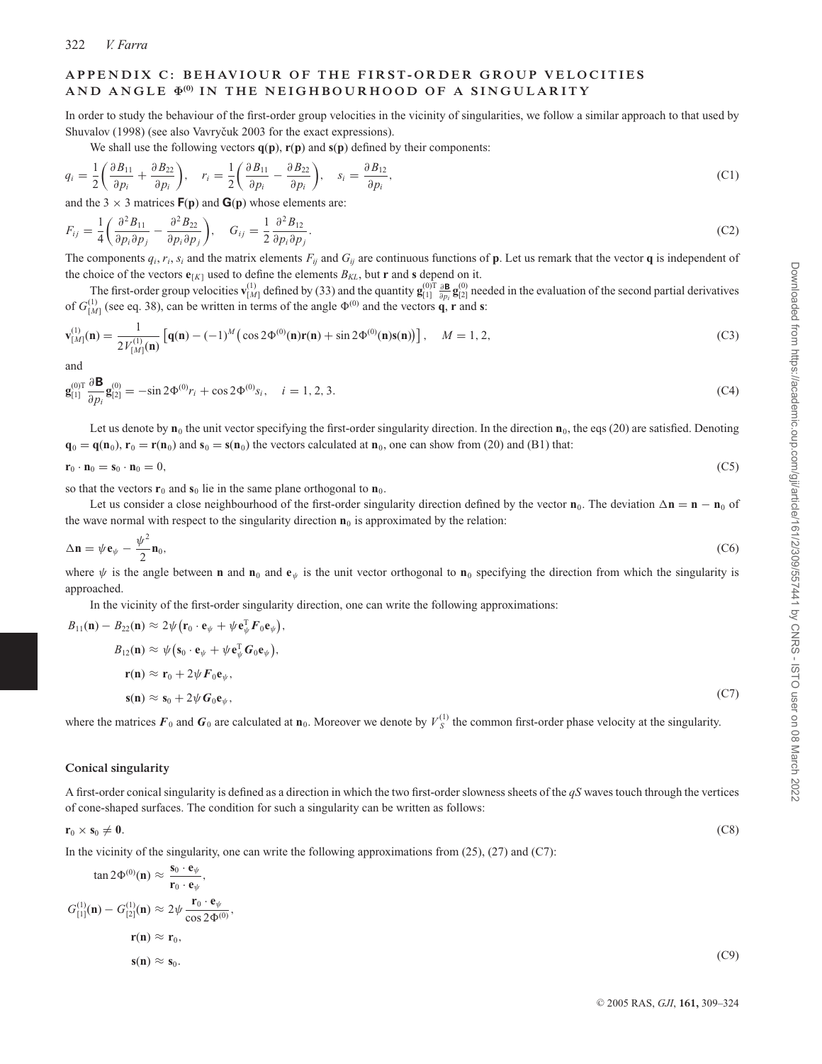## APPENDIX C: BEHAVIOUR OF THE FIRST-ORDER GROUP VELOCITIES AND ANGLE $\Phi^{(0)}$ IN THE NEIGHBOURHOOD OF A SINGULARITY

In order to study the behaviour of the first-order group velocities in the vicinity of singularities, we follow a similar approach to that used by Shuvalov (1998) (see also Vavryčuk 2003 for the exact expressions).

We shall use the following vectors $\mathbf{q}(\mathbf{p})$, $\mathbf{r}(\mathbf{p})$ and $\mathbf{s}(\mathbf{p})$ defined by their components:

$$q_i = \frac{1}{2}\left(\frac{\partial B_{11}}{\partial p_i} + \frac{\partial B_{22}}{\partial p_i}\right), \quad r_i = \frac{1}{2}\left(\frac{\partial B_{11}}{\partial p_i} - \frac{\partial B_{22}}{\partial p_i}\right), \quad s_i = \frac{\partial B_{12}}{\partial p_i}, \tag{C1}$$

and the $3 \times 3$ matrices $\mathbf{F}(\mathbf{p})$ and $\mathbf{G}(\mathbf{p})$ whose elements are:

$$F_{ij} = \frac{1}{4}\left(\frac{\partial^2 B_{11}}{\partial p_i \partial p_j} - \frac{\partial^2 B_{22}}{\partial p_i \partial p_j}\right), \quad G_{ij} = \frac{1}{2}\frac{\partial^2 B_{12}}{\partial p_i \partial p_j}. \tag{C2}$$

The components $q_i$, $r_i$, $s_i$ and the matrix elements $F_{ij}$ and $G_{ij}$ are continuous functions of $\mathbf{p}$. Let us remark that the vector $\mathbf{q}$ is independent of the choice of the vectors $\mathbf{e}_{[K]}$ used to define the elements $B_{KL}$, but $\mathbf{r}$ and $\mathbf{s}$ depend on it.

The first-order group velocities $\mathbf{v}^{(1)}_{[M]}$ defined by (33) and the quantity $\mathbf{g}^{(0)\mathrm{T}}_{[1]} \frac{\partial \mathbf{B}}{\partial p_i} \mathbf{g}^{(0)}_{[2]}$ needed in the evaluation of the second partial derivatives of $G^{(1)}_{[M]}$ (see eq. 38), can be written in terms of the angle $\Phi^{(0)}$ and the vectors $\mathbf{q}$, $\mathbf{r}$ and $\mathbf{s}$:

$$\mathbf{v}^{(1)}_{[M]}(\mathbf{n}) = \frac{1}{2V^{(1)}_{[M]}(\mathbf{n})}\left[\mathbf{q}(\mathbf{n}) - (-1)^M\left(\cos 2\Phi^{(0)}(\mathbf{n})\mathbf{r}(\mathbf{n}) + \sin 2\Phi^{(0)}(\mathbf{n})\mathbf{s}(\mathbf{n})\right)\right], \quad M = 1, 2, \tag{C3}$$

and

$$\mathbf{g}^{(0)\mathrm{T}}_{[1]} \frac{\partial \mathbf{B}}{\partial p_i} \mathbf{g}^{(0)}_{[2]} = -\sin 2\Phi^{(0)} r_i + \cos 2\Phi^{(0)} s_i, \quad i = 1, 2, 3. \tag{C4}$$

Let us denote by $\mathbf{n}_0$ the unit vector specifying the first-order singularity direction. In the direction $\mathbf{n}_0$, the eqs (20) are satisfied. Denoting $\mathbf{q}_0 = \mathbf{q}(\mathbf{n}_0)$, $\mathbf{r}_0 = \mathbf{r}(\mathbf{n}_0)$ and $\mathbf{s}_0 = \mathbf{s}(\mathbf{n}_0)$ the vectors calculated at $\mathbf{n}_0$, one can show from (20) and (B1) that:

$$\mathbf{r}_0 \cdot \mathbf{n}_0 = \mathbf{s}_0 \cdot \mathbf{n}_0 = 0, \tag{C5}$$

so that the vectors $\mathbf{r}_0$ and $\mathbf{s}_0$ lie in the same plane orthogonal to $\mathbf{n}_0$.

Let us consider a close neighbourhood of the first-order singularity direction defined by the vector $\mathbf{n}_0$. The deviation $\Delta\mathbf{n} = \mathbf{n} - \mathbf{n}_0$ of the wave normal with respect to the singularity direction $\mathbf{n}_0$ is approximated by the relation:

$$\Delta\mathbf{n} = \psi \mathbf{e}_\psi - \frac{\psi^2}{2}\mathbf{n}_0, \tag{C6}$$

where $\psi$ is the angle between $\mathbf{n}$ and $\mathbf{n}_0$ and $\mathbf{e}_\psi$ is the unit vector orthogonal to $\mathbf{n}_0$ specifying the direction from which the singularity is approached.

In the vicinity of the first-order singularity direction, one can write the following approximations:

$$\begin{aligned}
B_{11}(\mathbf{n}) - B_{22}(\mathbf{n}) &\approx 2\psi\left(\mathbf{r}_0 \cdot \mathbf{e}_\psi + \psi \mathbf{e}^{\mathrm{T}}_\psi \boldsymbol{F}_0 \mathbf{e}_\psi\right),\\
B_{12}(\mathbf{n}) &\approx \psi\left(\mathbf{s}_0 \cdot \mathbf{e}_\psi + \psi \mathbf{e}^{\mathrm{T}}_\psi \boldsymbol{G}_0 \mathbf{e}_\psi\right),\\
\mathbf{r}(\mathbf{n}) &\approx \mathbf{r}_0 + 2\psi \boldsymbol{F}_0 \mathbf{e}_\psi,\\
\mathbf{s}(\mathbf{n}) &\approx \mathbf{s}_0 + 2\psi \boldsymbol{G}_0 \mathbf{e}_\psi,
\end{aligned} \tag{C7}$$

where the matrices $\boldsymbol{F}_0$ and $\boldsymbol{G}_0$ are calculated at $\mathbf{n}_0$. Moreover we denote by $V^{(1)}_S$ the common first-order phase velocity at the singularity.

### Conical singularity

A first-order conical singularity is defined as a direction in which the two first-order slowness sheets of the *qS* waves touch through the vertices of cone-shaped surfaces. The condition for such a singularity can be written as follows:

$$\mathbf{r}_0 \times \mathbf{s}_0 \neq \mathbf{0}. \tag{C8}$$

In the vicinity of the singularity, one can write the following approximations from (25), (27) and (C7):

$$\begin{aligned}
\tan 2\Phi^{(0)}(\mathbf{n}) &\approx \frac{\mathbf{s}_0 \cdot \mathbf{e}_\psi}{\mathbf{r}_0 \cdot \mathbf{e}_\psi},\\
G^{(1)}_{[1]}(\mathbf{n}) - G^{(1)}_{[2]}(\mathbf{n}) &\approx 2\psi \frac{\mathbf{r}_0 \cdot \mathbf{e}_\psi}{\cos 2\Phi^{(0)}},\\
\mathbf{r}(\mathbf{n}) &\approx \mathbf{r}_0,\\
\mathbf{s}(\mathbf{n}) &\approx \mathbf{s}_0.
\end{aligned} \tag{C9}$$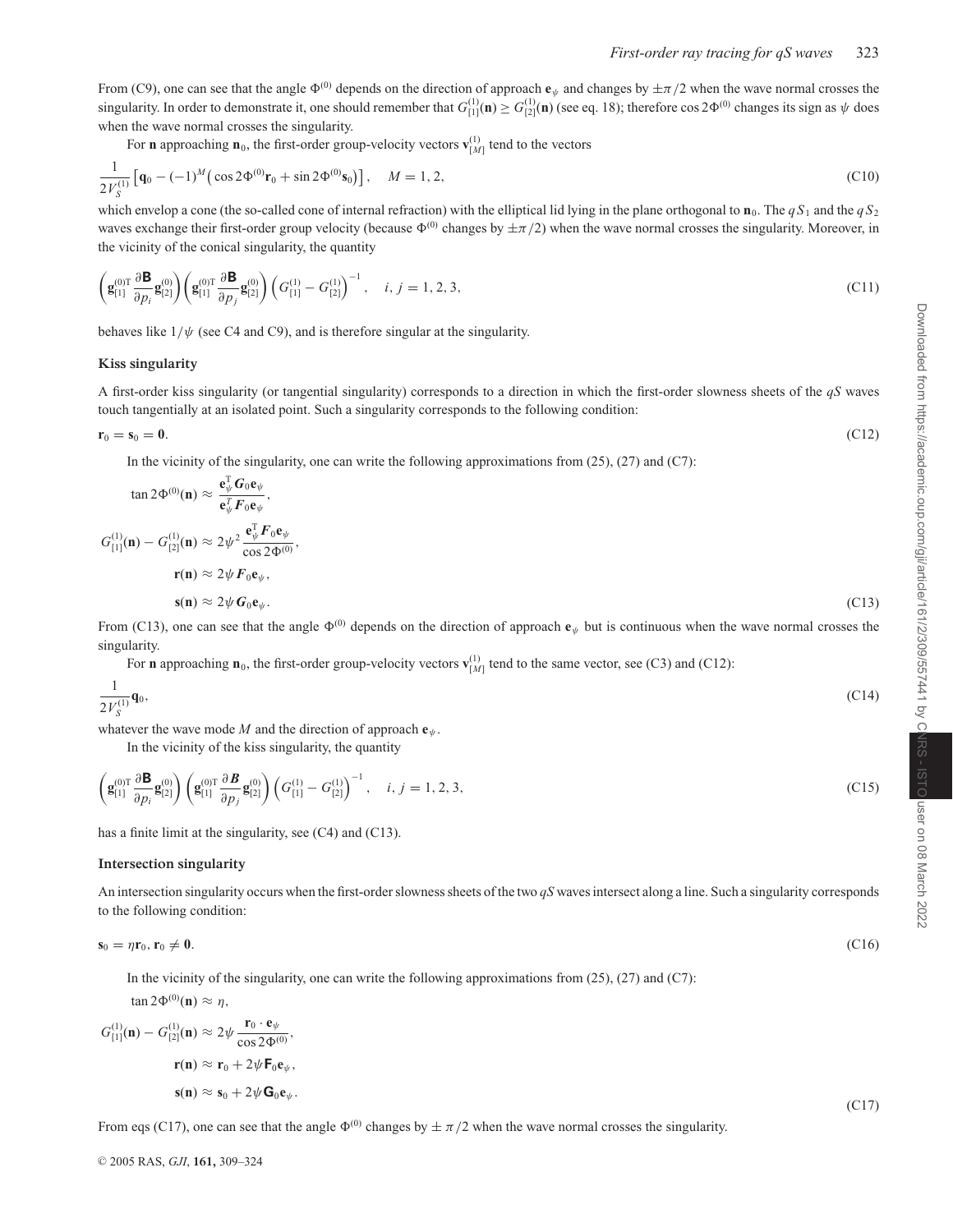From (C9), one can see that the angle $\Phi^{(0)}$ depends on the direction of approach $\mathbf{e}_\psi$ and changes by $\pm\pi/2$ when the wave normal crosses the singularity. In order to demonstrate it, one should remember that $G^{(1)}_{[1]}(\mathbf{n}) \geq G^{(1)}_{[2]}(\mathbf{n})$ (see eq. 18); therefore $\cos 2\Phi^{(0)}$ changes its sign as $\psi$ does when the wave normal crosses the singularity.

For $\mathbf{n}$ approaching $\mathbf{n}_0$, the first-order group-velocity vectors $\mathbf{v}^{(1)}_{[M]}$ tend to the vectors

$$\frac{1}{2V_S^{(1)}}\left[\mathbf{q}_0 - (-1)^M\left(\cos 2\Phi^{(0)}\mathbf{r}_0 + \sin 2\Phi^{(0)}\mathbf{s}_0\right)\right], \quad M = 1, 2, \tag{C10}$$

which envelop a cone (the so-called cone of internal refraction) with the elliptical lid lying in the plane orthogonal to $\mathbf{n}_0$. The $qS_1$ and the $qS_2$ waves exchange their first-order group velocity (because $\Phi^{(0)}$ changes by $\pm\pi/2$) when the wave normal crosses the singularity. Moreover, in the vicinity of the conical singularity, the quantity

$$\left(\mathbf{g}^{(0)\mathrm{T}}_{[1]}\frac{\partial \mathbf{B}}{\partial p_i}\mathbf{g}^{(0)}_{[2]}\right)\left(\mathbf{g}^{(0)\mathrm{T}}_{[1]}\frac{\partial \mathbf{B}}{\partial p_j}\mathbf{g}^{(0)}_{[2]}\right)\left(G^{(1)}_{[1]} - G^{(1)}_{[2]}\right)^{-1}, \quad i, j = 1, 2, 3, \tag{C11}$$

behaves like $1/\psi$ (see C4 and C9), and is therefore singular at the singularity.

### Kiss singularity

A first-order kiss singularity (or tangential singularity) corresponds to a direction in which the first-order slowness sheets of the $qS$ waves touch tangentially at an isolated point. Such a singularity corresponds to the following condition:

$$\mathbf{r}_0 = \mathbf{s}_0 = \mathbf{0}. \tag{C12}$$

In the vicinity of the singularity, one can write the following approximations from (25), (27) and (C7):

$$\begin{aligned}
\tan 2\Phi^{(0)}(\mathbf{n}) &\approx \frac{\mathbf{e}_\psi^{\mathrm{T}}\boldsymbol{G}_0\mathbf{e}_\psi}{\mathbf{e}_\psi^{T}\boldsymbol{F}_0\mathbf{e}_\psi},\\
G^{(1)}_{[1]}(\mathbf{n}) - G^{(1)}_{[2]}(\mathbf{n}) &\approx 2\psi^2\frac{\mathbf{e}_\psi^{\mathrm{T}}\boldsymbol{F}_0\mathbf{e}_\psi}{\cos 2\Phi^{(0)}},\\
\mathbf{r}(\mathbf{n}) &\approx 2\psi\boldsymbol{F}_0\mathbf{e}_\psi,\\
\mathbf{s}(\mathbf{n}) &\approx 2\psi\boldsymbol{G}_0\mathbf{e}_\psi.
\end{aligned} \tag{C13}$$

From (C13), one can see that the angle $\Phi^{(0)}$ depends on the direction of approach $\mathbf{e}_\psi$ but is continuous when the wave normal crosses the singularity.

For $\mathbf{n}$ approaching $\mathbf{n}_0$, the first-order group-velocity vectors $\mathbf{v}^{(1)}_{[M]}$ tend to the same vector, see (C3) and (C12):

$$\frac{1}{2V_S^{(1)}}\mathbf{q}_0, \tag{C14}$$

whatever the wave mode $M$ and the direction of approach $\mathbf{e}_\psi$.

In the vicinity of the kiss singularity, the quantity

$$\left(\mathbf{g}^{(0)\mathrm{T}}_{[1]}\frac{\partial \mathbf{B}}{\partial p_i}\mathbf{g}^{(0)}_{[2]}\right)\left(\mathbf{g}^{(0)\mathrm{T}}_{[1]}\frac{\partial \boldsymbol{B}}{\partial p_j}\mathbf{g}^{(0)}_{[2]}\right)\left(G^{(1)}_{[1]} - G^{(1)}_{[2]}\right)^{-1}, \quad i, j = 1, 2, 3, \tag{C15}$$

has a finite limit at the singularity, see (C4) and (C13).

### Intersection singularity

An intersection singularity occurs when the first-order slowness sheets of the two $qS$ waves intersect along a line. Such a singularity corresponds to the following condition:

$$\mathbf{s}_0 = \eta\mathbf{r}_0, \; \mathbf{r}_0 \neq \mathbf{0}. \tag{C16}$$

In the vicinity of the singularity, one can write the following approximations from (25), (27) and (C7):

$$\begin{aligned}
\tan 2\Phi^{(0)}(\mathbf{n}) &\approx \eta,\\
G^{(1)}_{[1]}(\mathbf{n}) - G^{(1)}_{[2]}(\mathbf{n}) &\approx 2\psi\frac{\mathbf{r}_0\cdot\mathbf{e}_\psi}{\cos 2\Phi^{(0)}},\\
\mathbf{r}(\mathbf{n}) &\approx \mathbf{r}_0 + 2\psi\mathbf{F}_0\mathbf{e}_\psi,\\
\mathbf{s}(\mathbf{n}) &\approx \mathbf{s}_0 + 2\psi\mathbf{G}_0\mathbf{e}_\psi.
\end{aligned} \tag{C17}$$

From eqs (C17), one can see that the angle $\Phi^{(0)}$ changes by $\pm\pi/2$ when the wave normal crosses the singularity.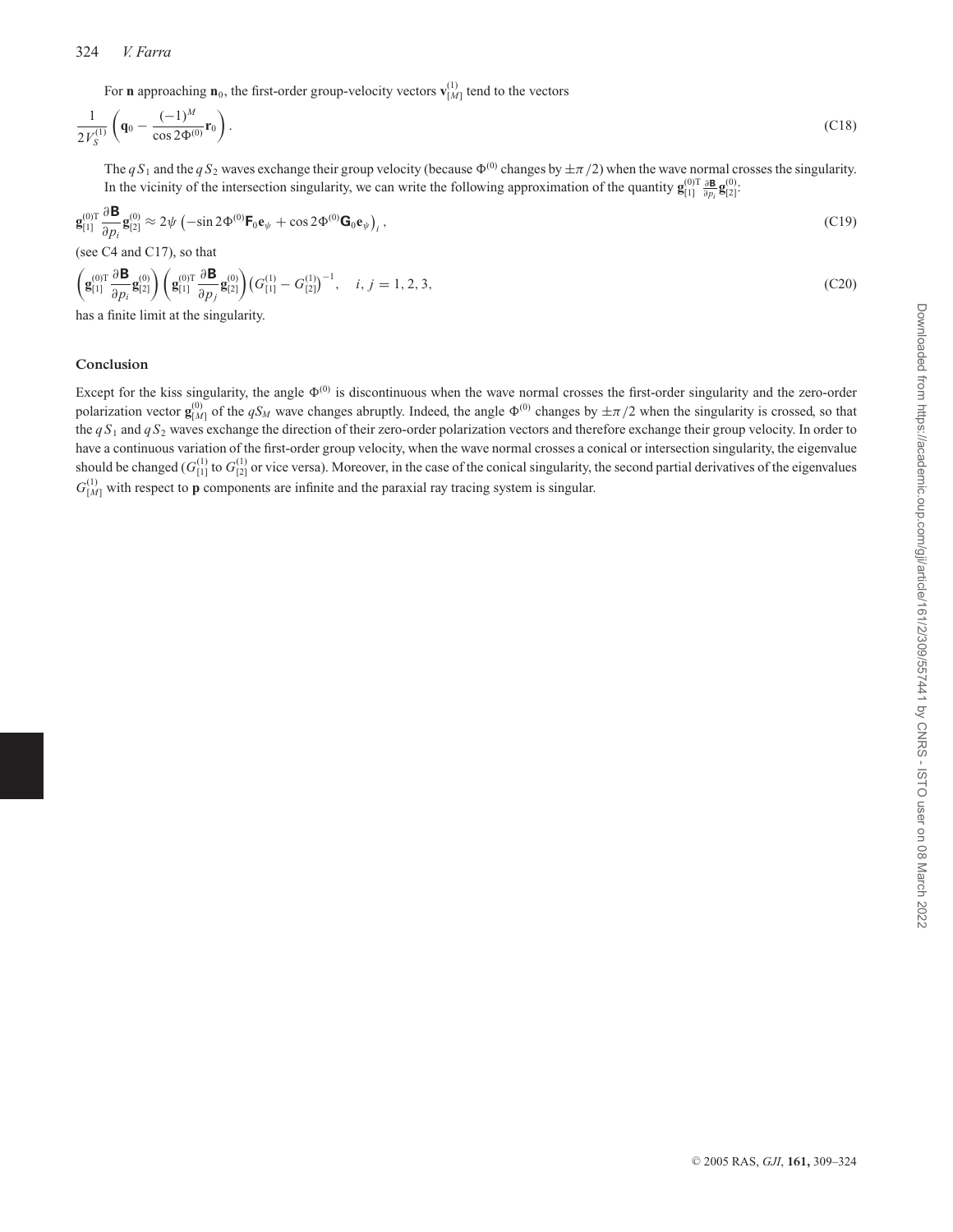For $\mathbf{n}$ approaching $\mathbf{n}_0$, the first-order group-velocity vectors $\mathbf{v}^{(1)}_{[M]}$ tend to the vectors

$$\frac{1}{2V_S^{(1)}}\left(\mathbf{q}_0 - \frac{(-1)^M}{\cos 2\Phi^{(0)}}\mathbf{r}_0\right). \tag{C18}$$

The $qS_1$ and the $qS_2$ waves exchange their group velocity (because $\Phi^{(0)}$ changes by $\pm\pi/2$) when the wave normal crosses the singularity.

In the vicinity of the intersection singularity, we can write the following approximation of the quantity $\mathbf{g}^{(0)\mathrm{T}}_{[1]}\frac{\partial \mathbf{B}}{\partial p_i}\mathbf{g}^{(0)}_{[2]}$:

$$\mathbf{g}^{(0)\mathrm{T}}_{[1]}\frac{\partial \mathbf{B}}{\partial p_i}\mathbf{g}^{(0)}_{[2]} \approx 2\psi\left(-\sin 2\Phi^{(0)}\mathbf{F}_0\mathbf{e}_\psi + \cos 2\Phi^{(0)}\mathbf{G}_0\mathbf{e}_\psi\right)_i, \tag{C19}$$

(see C4 and C17), so that

$$\left(\mathbf{g}^{(0)\mathrm{T}}_{[1]}\frac{\partial \mathbf{B}}{\partial p_i}\mathbf{g}^{(0)}_{[2]}\right)\left(\mathbf{g}^{(0)\mathrm{T}}_{[1]}\frac{\partial \mathbf{B}}{\partial p_j}\mathbf{g}^{(0)}_{[2]}\right)\left(G^{(1)}_{[1]} - G^{(1)}_{[2]}\right)^{-1}, \quad i, j = 1, 2, 3, \tag{C20}$$

has a finite limit at the singularity.

## Conclusion

Except for the kiss singularity, the angle $\Phi^{(0)}$ is discontinuous when the wave normal crosses the first-order singularity and the zero-order polarization vector $\mathbf{g}^{(0)}_{[M]}$ of the $qS_M$ wave changes abruptly. Indeed, the angle $\Phi^{(0)}$ changes by $\pm\pi/2$ when the singularity is crossed, so that the $qS_1$ and $qS_2$ waves exchange the direction of their zero-order polarization vectors and therefore exchange their group velocity. In order to have a continuous variation of the first-order group velocity, when the wave normal crosses a conical or intersection singularity, the eigenvalue should be changed ($G^{(1)}_{[1]}$ to $G^{(1)}_{[2]}$ or vice versa). Moreover, in the case of the conical singularity, the second partial derivatives of the eigenvalues $G^{(1)}_{[M]}$ with respect to $\mathbf{p}$ components are infinite and the paraxial ray tracing system is singular.